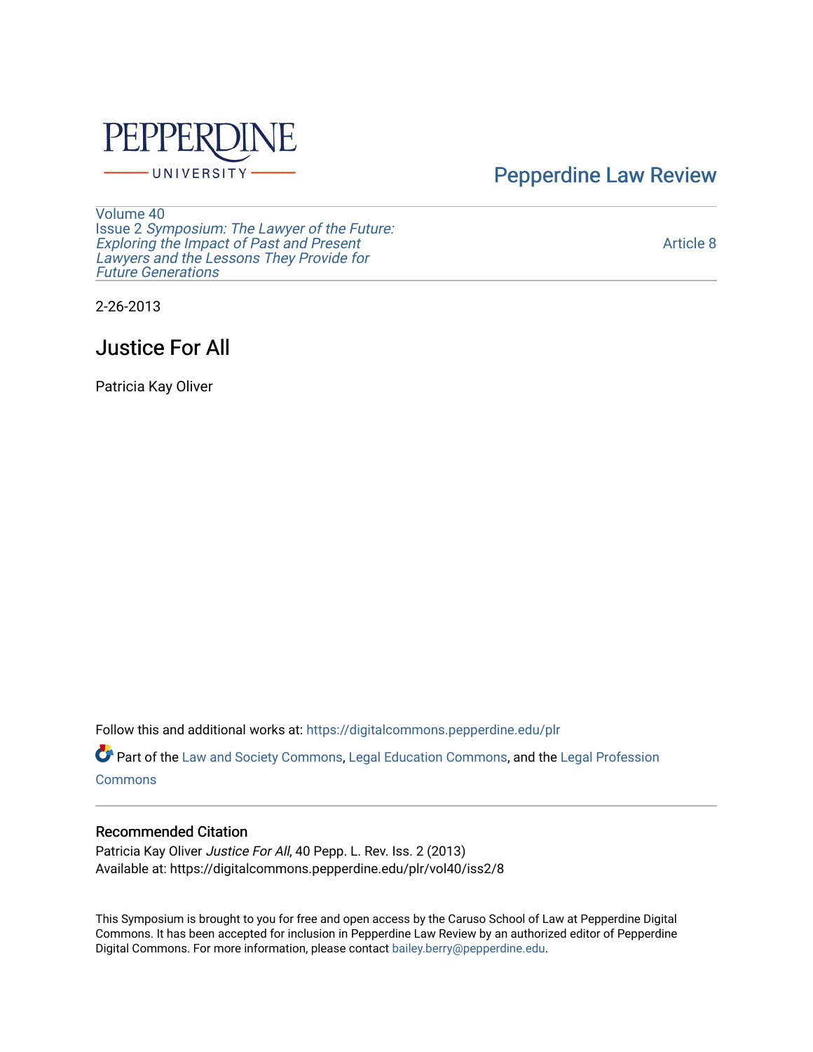PEPPERDINE UNIVERSITY

Pepperdine Law Review

Volume 40
Issue 2 *Symposium: The Lawyer of the Future: Exploring the Impact of Past and Present Lawyers and the Lessons They Provide for Future Generations*

Article 8

2-26-2013

# Justice For All

Patricia Kay Oliver

Follow this and additional works at: https://digitalcommons.pepperdine.edu/plr

Part of the Law and Society Commons, Legal Education Commons, and the Legal Profession Commons

## Recommended Citation

Patricia Kay Oliver *Justice For All*, 40 Pepp. L. Rev. Iss. 2 (2013)
Available at: https://digitalcommons.pepperdine.edu/plr/vol40/iss2/8

This Symposium is brought to you for free and open access by the Caruso School of Law at Pepperdine Digital Commons. It has been accepted for inclusion in Pepperdine Law Review by an authorized editor of Pepperdine Digital Commons. For more information, please contact bailey.berry@pepperdine.edu.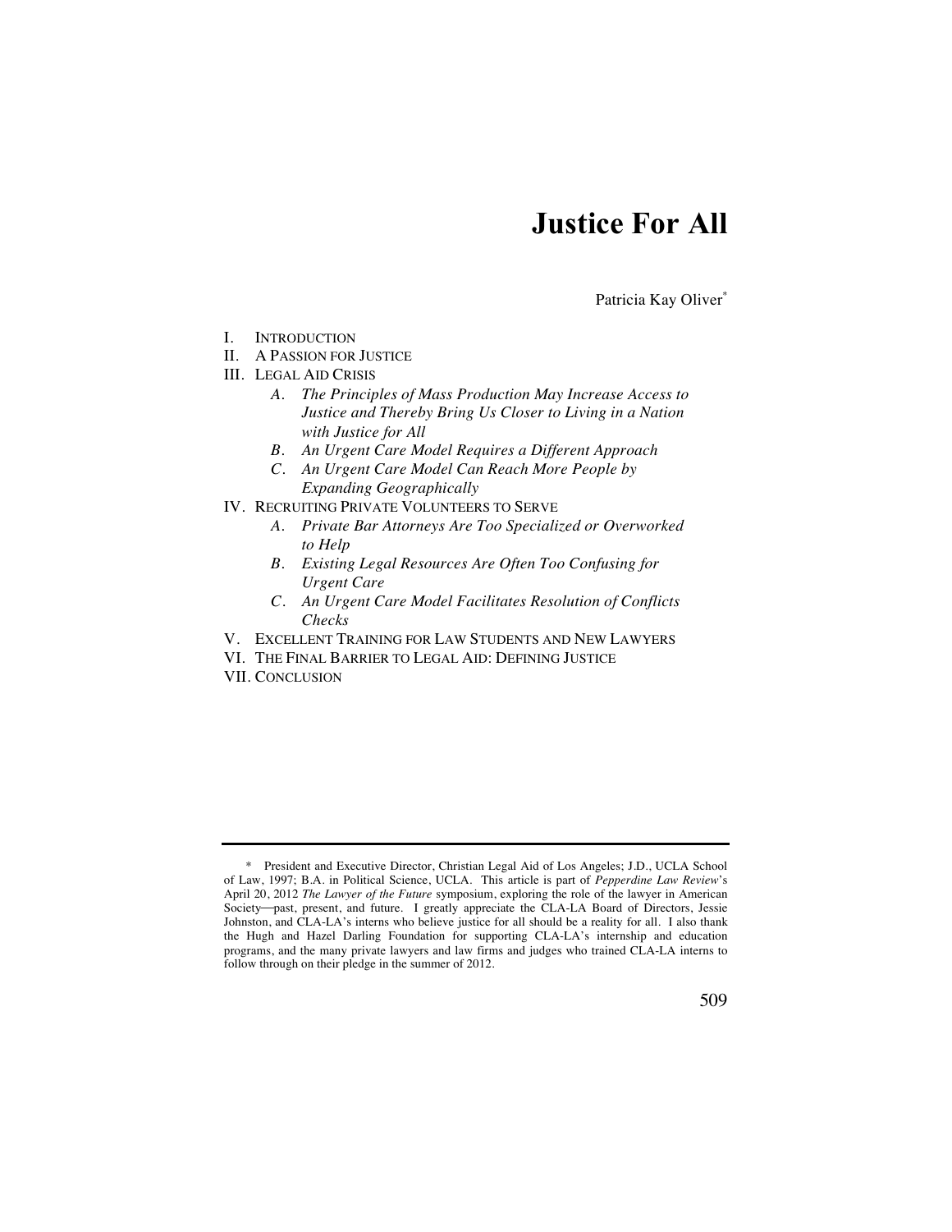# Justice For All

Patricia Kay Oliver*

I. INTRODUCTION
II. A PASSION FOR JUSTICE
III. LEGAL AID CRISIS
  - *A. The Principles of Mass Production May Increase Access to Justice and Thereby Bring Us Closer to Living in a Nation with Justice for All*
  - *B. An Urgent Care Model Requires a Different Approach*
  - *C. An Urgent Care Model Can Reach More People by Expanding Geographically*

IV. RECRUITING PRIVATE VOLUNTEERS TO SERVE
  - *A. Private Bar Attorneys Are Too Specialized or Overworked to Help*
  - *B. Existing Legal Resources Are Often Too Confusing for Urgent Care*
  - *C. An Urgent Care Model Facilitates Resolution of Conflicts Checks*

V. EXCELLENT TRAINING FOR LAW STUDENTS AND NEW LAWYERS
VI. THE FINAL BARRIER TO LEGAL AID: DEFINING JUSTICE
VII. CONCLUSION

---

\* President and Executive Director, Christian Legal Aid of Los Angeles; J.D., UCLA School of Law, 1997; B.A. in Political Science, UCLA. This article is part of *Pepperdine Law Review*'s April 20, 2012 *The Lawyer of the Future* symposium, exploring the role of the lawyer in American Society—past, present, and future. I greatly appreciate the CLA-LA Board of Directors, Jessie Johnston, and CLA-LA's interns who believe justice for all should be a reality for all. I also thank the Hugh and Hazel Darling Foundation for supporting CLA-LA's internship and education programs, and the many private lawyers and law firms and judges who trained CLA-LA interns to follow through on their pledge in the summer of 2012.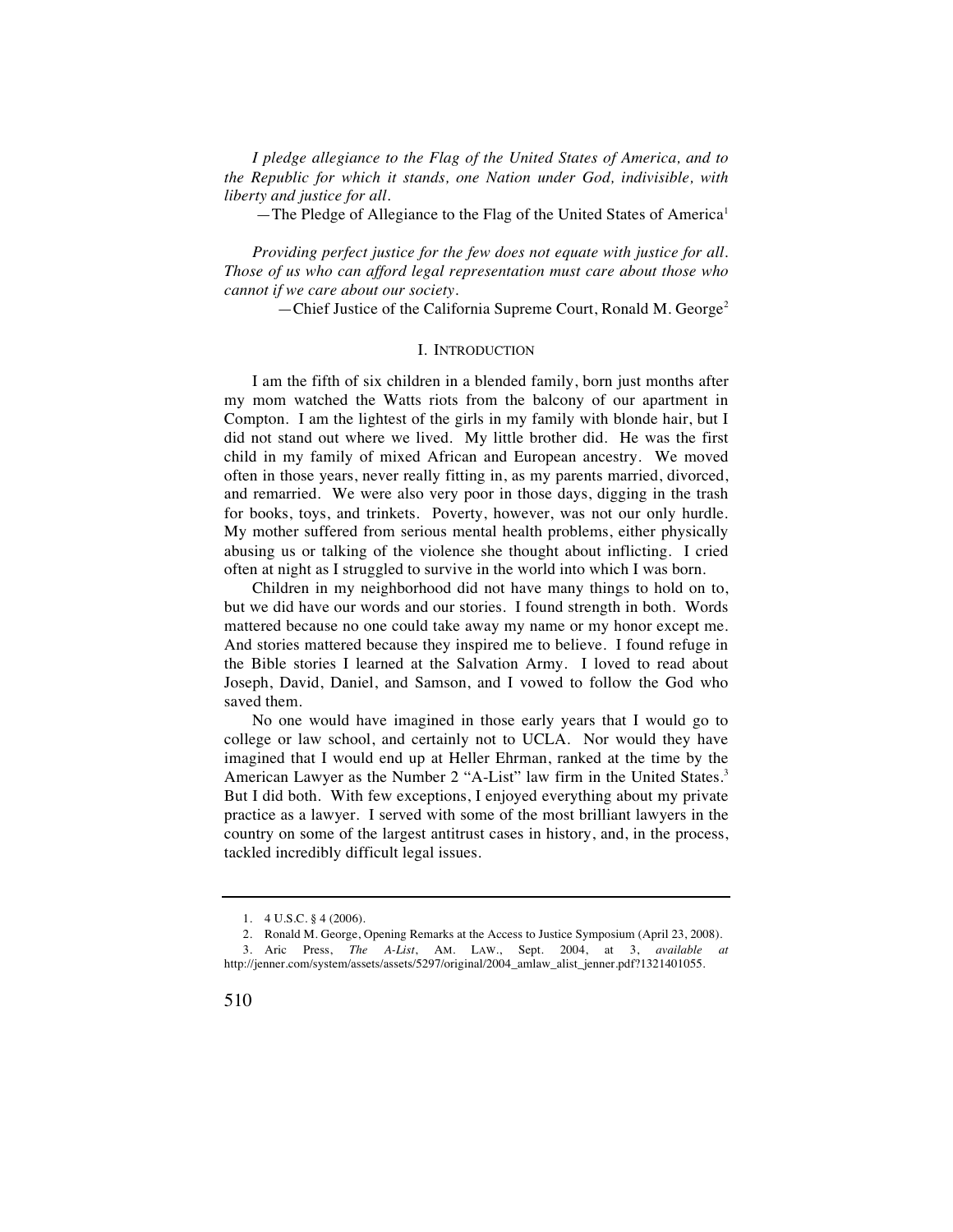*I pledge allegiance to the Flag of the United States of America, and to the Republic for which it stands, one Nation under God, indivisible, with liberty and justice for all.*

—The Pledge of Allegiance to the Flag of the United States of America[1]

*Providing perfect justice for the few does not equate with justice for all. Those of us who can afford legal representation must care about those who cannot if we care about our society.*

—Chief Justice of the California Supreme Court, Ronald M. George[2]

## I. Introduction

I am the fifth of six children in a blended family, born just months after my mom watched the Watts riots from the balcony of our apartment in Compton. I am the lightest of the girls in my family with blonde hair, but I did not stand out where we lived. My little brother did. He was the first child in my family of mixed African and European ancestry. We moved often in those years, never really fitting in, as my parents married, divorced, and remarried. We were also very poor in those days, digging in the trash for books, toys, and trinkets. Poverty, however, was not our only hurdle. My mother suffered from serious mental health problems, either physically abusing us or talking of the violence she thought about inflicting. I cried often at night as I struggled to survive in the world into which I was born.

Children in my neighborhood did not have many things to hold on to, but we did have our words and our stories. I found strength in both. Words mattered because no one could take away my name or my honor except me. And stories mattered because they inspired me to believe. I found refuge in the Bible stories I learned at the Salvation Army. I loved to read about Joseph, David, Daniel, and Samson, and I vowed to follow the God who saved them.

No one would have imagined in those early years that I would go to college or law school, and certainly not to UCLA. Nor would they have imagined that I would end up at Heller Ehrman, ranked at the time by the American Lawyer as the Number 2 "A-List" law firm in the United States.[3] But I did both. With few exceptions, I enjoyed everything about my private practice as a lawyer. I served with some of the most brilliant lawyers in the country on some of the largest antitrust cases in history, and, in the process, tackled incredibly difficult legal issues.

---

1. 4 U.S.C. § 4 (2006).
2. Ronald M. George, Opening Remarks at the Access to Justice Symposium (April 23, 2008).
3. Aric Press, *The A-List*, AM. LAW., Sept. 2004, at 3, *available at* http://jenner.com/system/assets/assets/5297/original/2004_amlaw_alist_jenner.pdf?1321401055.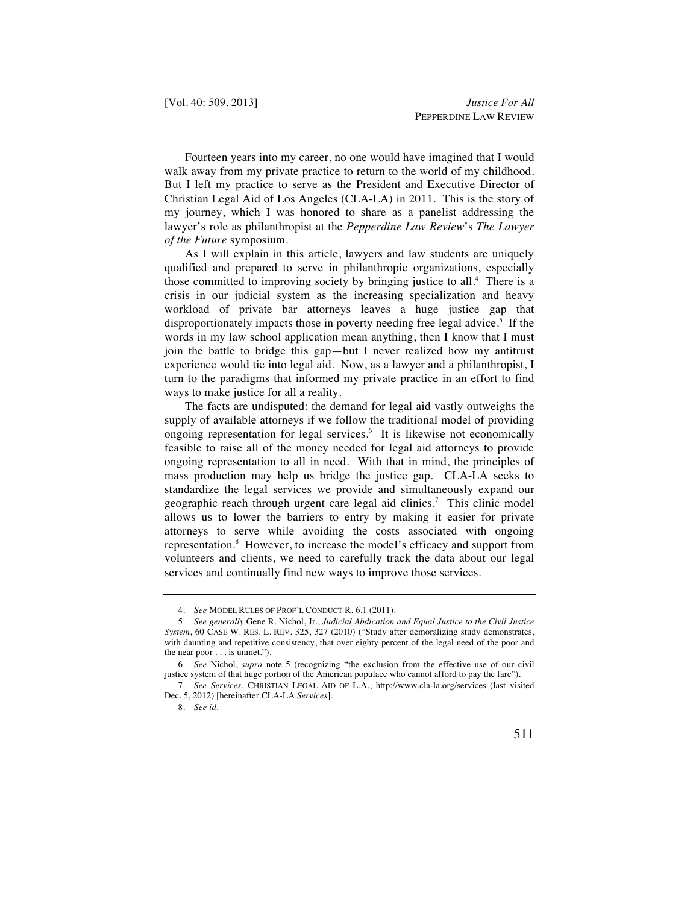Fourteen years into my career, no one would have imagined that I would walk away from my private practice to return to the world of my childhood. But I left my practice to serve as the President and Executive Director of Christian Legal Aid of Los Angeles (CLA-LA) in 2011. This is the story of my journey, which I was honored to share as a panelist addressing the lawyer's role as philanthropist at the *Pepperdine Law Review*'s *The Lawyer of the Future* symposium.

As I will explain in this article, lawyers and law students are uniquely qualified and prepared to serve in philanthropic organizations, especially those committed to improving society by bringing justice to all.[4] There is a crisis in our judicial system as the increasing specialization and heavy workload of private bar attorneys leaves a huge justice gap that disproportionately impacts those in poverty needing free legal advice.[5] If the words in my law school application mean anything, then I know that I must join the battle to bridge this gap—but I never realized how my antitrust experience would tie into legal aid. Now, as a lawyer and a philanthropist, I turn to the paradigms that informed my private practice in an effort to find ways to make justice for all a reality.

The facts are undisputed: the demand for legal aid vastly outweighs the supply of available attorneys if we follow the traditional model of providing ongoing representation for legal services.[6] It is likewise not economically feasible to raise all of the money needed for legal aid attorneys to provide ongoing representation to all in need. With that in mind, the principles of mass production may help us bridge the justice gap. CLA-LA seeks to standardize the legal services we provide and simultaneously expand our geographic reach through urgent care legal aid clinics.[7] This clinic model allows us to lower the barriers to entry by making it easier for private attorneys to serve while avoiding the costs associated with ongoing representation.[8] However, to increase the model's efficacy and support from volunteers and clients, we need to carefully track the data about our legal services and continually find new ways to improve those services.

---

4. *See* MODEL RULES OF PROF'L CONDUCT R. 6.1 (2011).

5. *See generally* Gene R. Nichol, Jr., *Judicial Abdication and Equal Justice to the Civil Justice System*, 60 CASE W. RES. L. REV. 325, 327 (2010) ("Study after demoralizing study demonstrates, with daunting and repetitive consistency, that over eighty percent of the legal need of the poor and the near poor . . . is unmet.").

6. *See* Nichol, *supra* note 5 (recognizing "the exclusion from the effective use of our civil justice system of that huge portion of the American populace who cannot afford to pay the fare").

7. *See Services*, CHRISTIAN LEGAL AID OF L.A., http://www.cla-la.org/services (last visited Dec. 5, 2012) [hereinafter CLA-LA *Services*].

8. *See id.*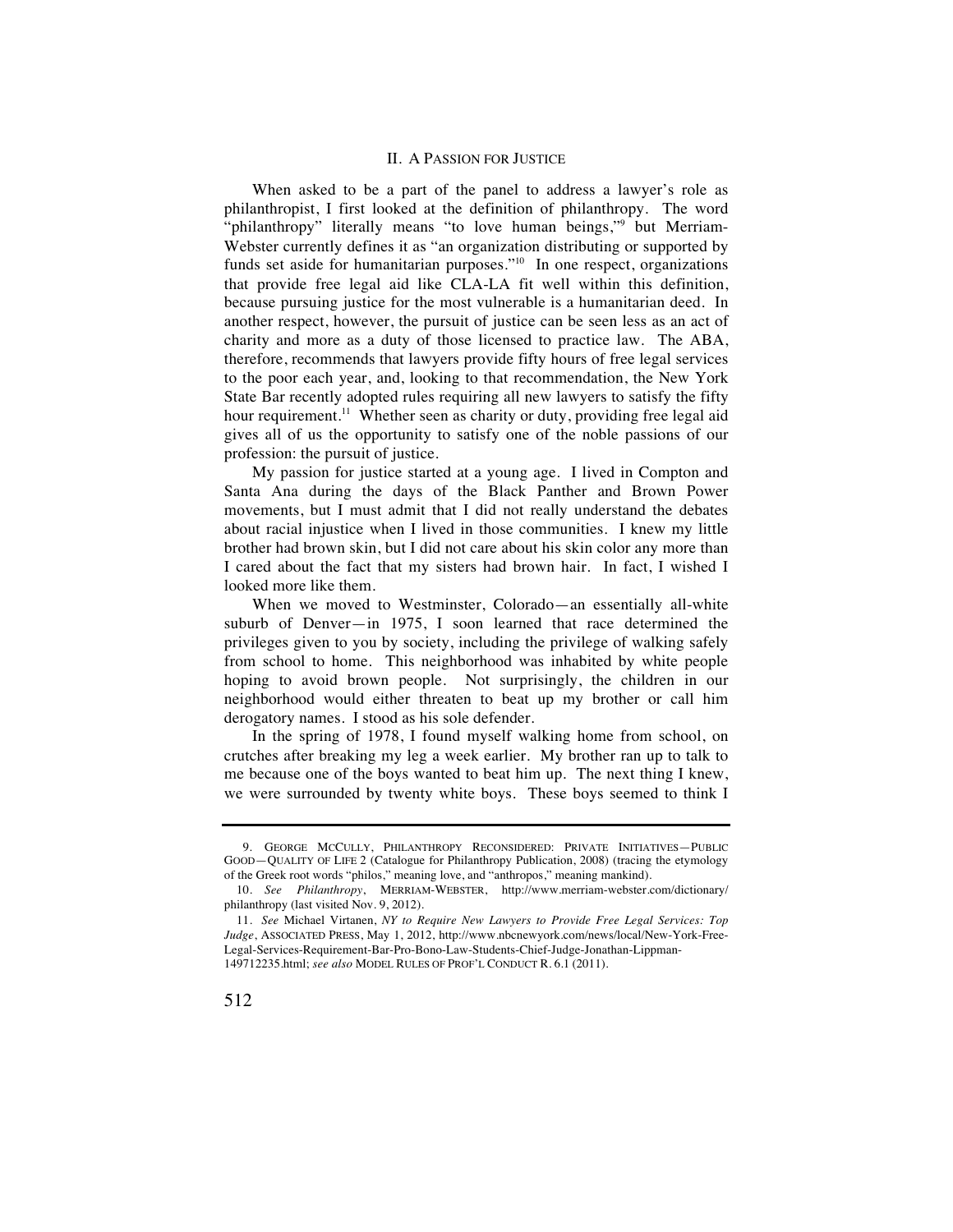## II. A PASSION FOR JUSTICE

When asked to be a part of the panel to address a lawyer's role as philanthropist, I first looked at the definition of philanthropy. The word "philanthropy" literally means "to love human beings,"[9] but Merriam-Webster currently defines it as "an organization distributing or supported by funds set aside for humanitarian purposes."[10] In one respect, organizations that provide free legal aid like CLA-LA fit well within this definition, because pursuing justice for the most vulnerable is a humanitarian deed. In another respect, however, the pursuit of justice can be seen less as an act of charity and more as a duty of those licensed to practice law. The ABA, therefore, recommends that lawyers provide fifty hours of free legal services to the poor each year, and, looking to that recommendation, the New York State Bar recently adopted rules requiring all new lawyers to satisfy the fifty hour requirement.[11] Whether seen as charity or duty, providing free legal aid gives all of us the opportunity to satisfy one of the noble passions of our profession: the pursuit of justice.

My passion for justice started at a young age. I lived in Compton and Santa Ana during the days of the Black Panther and Brown Power movements, but I must admit that I did not really understand the debates about racial injustice when I lived in those communities. I knew my little brother had brown skin, but I did not care about his skin color any more than I cared about the fact that my sisters had brown hair. In fact, I wished I looked more like them.

When we moved to Westminster, Colorado—an essentially all-white suburb of Denver—in 1975, I soon learned that race determined the privileges given to you by society, including the privilege of walking safely from school to home. This neighborhood was inhabited by white people hoping to avoid brown people. Not surprisingly, the children in our neighborhood would either threaten to beat up my brother or call him derogatory names. I stood as his sole defender.

In the spring of 1978, I found myself walking home from school, on crutches after breaking my leg a week earlier. My brother ran up to talk to me because one of the boys wanted to beat him up. The next thing I knew, we were surrounded by twenty white boys. These boys seemed to think I

---

9. GEORGE MCCULLY, PHILANTHROPY RECONSIDERED: PRIVATE INITIATIVES—PUBLIC GOOD—QUALITY OF LIFE 2 (Catalogue for Philanthropy Publication, 2008) (tracing the etymology of the Greek root words "philos," meaning love, and "anthropos," meaning mankind).

10. *See Philanthropy*, MERRIAM-WEBSTER, http://www.merriam-webster.com/dictionary/philanthropy (last visited Nov. 9, 2012).

11. *See* Michael Virtanen, *NY to Require New Lawyers to Provide Free Legal Services: Top Judge*, ASSOCIATED PRESS, May 1, 2012, http://www.nbcnewyork.com/news/local/New-York-Free-Legal-Services-Requirement-Bar-Pro-Bono-Law-Students-Chief-Judge-Jonathan-Lippman-149712235.html; *see also* MODEL RULES OF PROF'L CONDUCT R. 6.1 (2011).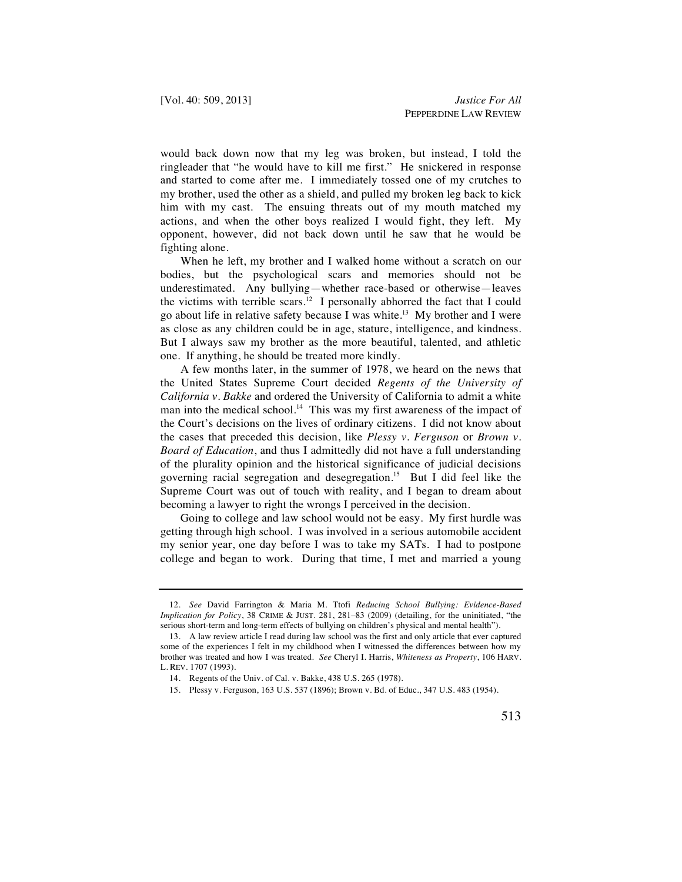would back down now that my leg was broken, but instead, I told the ringleader that "he would have to kill me first." He snickered in response and started to come after me. I immediately tossed one of my crutches to my brother, used the other as a shield, and pulled my broken leg back to kick him with my cast. The ensuing threats out of my mouth matched my actions, and when the other boys realized I would fight, they left. My opponent, however, did not back down until he saw that he would be fighting alone.

When he left, my brother and I walked home without a scratch on our bodies, but the psychological scars and memories should not be underestimated. Any bullying—whether race-based or otherwise—leaves the victims with terrible scars.[12] I personally abhorred the fact that I could go about life in relative safety because I was white.[13] My brother and I were as close as any children could be in age, stature, intelligence, and kindness. But I always saw my brother as the more beautiful, talented, and athletic one. If anything, he should be treated more kindly.

A few months later, in the summer of 1978, we heard on the news that the United States Supreme Court decided *Regents of the University of California v. Bakke* and ordered the University of California to admit a white man into the medical school.[14] This was my first awareness of the impact of the Court's decisions on the lives of ordinary citizens. I did not know about the cases that preceded this decision, like *Plessy v. Ferguson* or *Brown v. Board of Education*, and thus I admittedly did not have a full understanding of the plurality opinion and the historical significance of judicial decisions governing racial segregation and desegregation.[15] But I did feel like the Supreme Court was out of touch with reality, and I began to dream about becoming a lawyer to right the wrongs I perceived in the decision.

Going to college and law school would not be easy. My first hurdle was getting through high school. I was involved in a serious automobile accident my senior year, one day before I was to take my SATs. I had to postpone college and began to work. During that time, I met and married a young

---

12. *See* David Farrington & Maria M. Ttofi *Reducing School Bullying: Evidence-Based Implication for Policy*, 38 CRIME & JUST. 281, 281–83 (2009) (detailing, for the uninitiated, "the serious short-term and long-term effects of bullying on children's physical and mental health").

13. A law review article I read during law school was the first and only article that ever captured some of the experiences I felt in my childhood when I witnessed the differences between how my brother was treated and how I was treated. *See* Cheryl I. Harris, *Whiteness as Property*, 106 HARV. L. REV. 1707 (1993).

14. Regents of the Univ. of Cal. v. Bakke, 438 U.S. 265 (1978).

15. Plessy v. Ferguson, 163 U.S. 537 (1896); Brown v. Bd. of Educ., 347 U.S. 483 (1954).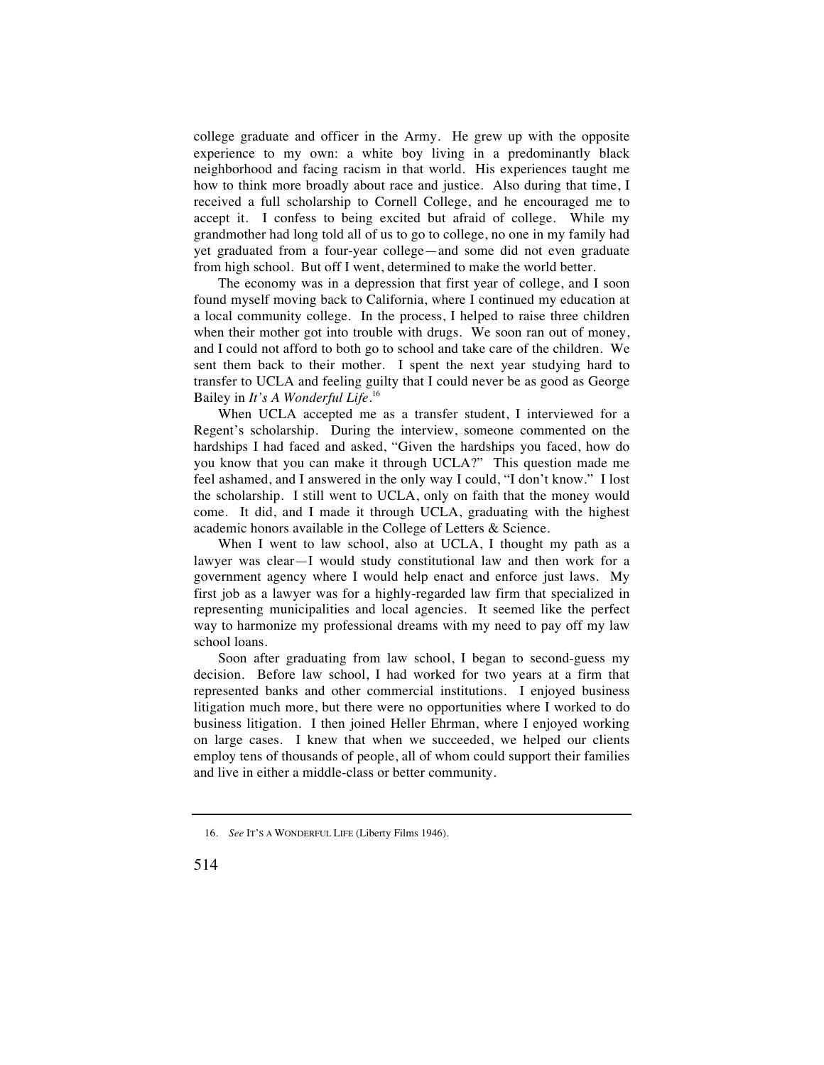college graduate and officer in the Army. He grew up with the opposite experience to my own: a white boy living in a predominantly black neighborhood and facing racism in that world. His experiences taught me how to think more broadly about race and justice. Also during that time, I received a full scholarship to Cornell College, and he encouraged me to accept it. I confess to being excited but afraid of college. While my grandmother had long told all of us to go to college, no one in my family had yet graduated from a four-year college—and some did not even graduate from high school. But off I went, determined to make the world better.

The economy was in a depression that first year of college, and I soon found myself moving back to California, where I continued my education at a local community college. In the process, I helped to raise three children when their mother got into trouble with drugs. We soon ran out of money, and I could not afford to both go to school and take care of the children. We sent them back to their mother. I spent the next year studying hard to transfer to UCLA and feeling guilty that I could never be as good as George Bailey in *It's A Wonderful Life*.[16]

When UCLA accepted me as a transfer student, I interviewed for a Regent's scholarship. During the interview, someone commented on the hardships I had faced and asked, "Given the hardships you faced, how do you know that you can make it through UCLA?" This question made me feel ashamed, and I answered in the only way I could, "I don't know." I lost the scholarship. I still went to UCLA, only on faith that the money would come. It did, and I made it through UCLA, graduating with the highest academic honors available in the College of Letters & Science.

When I went to law school, also at UCLA, I thought my path as a lawyer was clear—I would study constitutional law and then work for a government agency where I would help enact and enforce just laws. My first job as a lawyer was for a highly-regarded law firm that specialized in representing municipalities and local agencies. It seemed like the perfect way to harmonize my professional dreams with my need to pay off my law school loans.

Soon after graduating from law school, I began to second-guess my decision. Before law school, I had worked for two years at a firm that represented banks and other commercial institutions. I enjoyed business litigation much more, but there were no opportunities where I worked to do business litigation. I then joined Heller Ehrman, where I enjoyed working on large cases. I knew that when we succeeded, we helped our clients employ tens of thousands of people, all of whom could support their families and live in either a middle-class or better community.

---

16. *See* IT'S A WONDERFUL LIFE (Liberty Films 1946).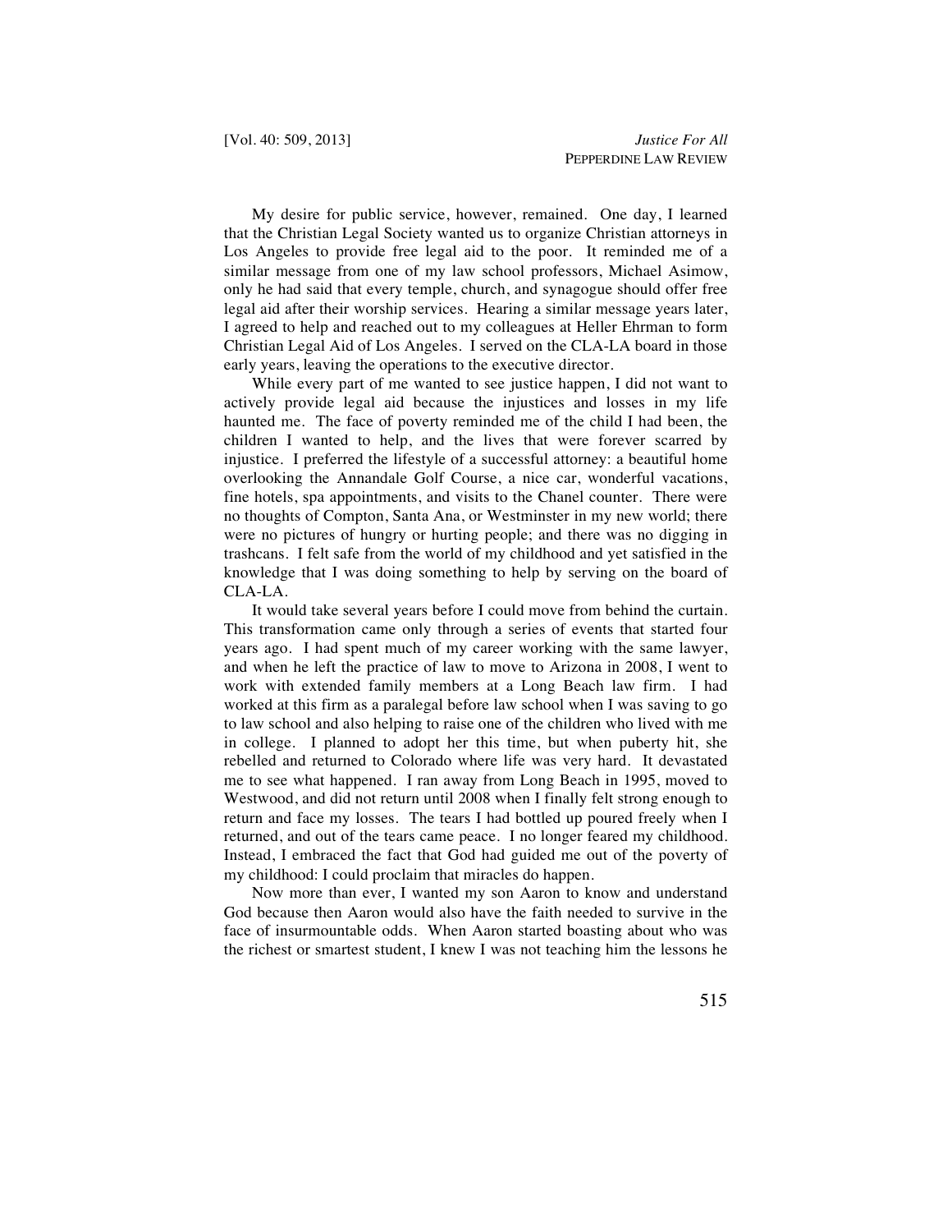My desire for public service, however, remained. One day, I learned that the Christian Legal Society wanted us to organize Christian attorneys in Los Angeles to provide free legal aid to the poor. It reminded me of a similar message from one of my law school professors, Michael Asimow, only he had said that every temple, church, and synagogue should offer free legal aid after their worship services. Hearing a similar message years later, I agreed to help and reached out to my colleagues at Heller Ehrman to form Christian Legal Aid of Los Angeles. I served on the CLA-LA board in those early years, leaving the operations to the executive director.

While every part of me wanted to see justice happen, I did not want to actively provide legal aid because the injustices and losses in my life haunted me. The face of poverty reminded me of the child I had been, the children I wanted to help, and the lives that were forever scarred by injustice. I preferred the lifestyle of a successful attorney: a beautiful home overlooking the Annandale Golf Course, a nice car, wonderful vacations, fine hotels, spa appointments, and visits to the Chanel counter. There were no thoughts of Compton, Santa Ana, or Westminster in my new world; there were no pictures of hungry or hurting people; and there was no digging in trashcans. I felt safe from the world of my childhood and yet satisfied in the knowledge that I was doing something to help by serving on the board of CLA-LA.

It would take several years before I could move from behind the curtain. This transformation came only through a series of events that started four years ago. I had spent much of my career working with the same lawyer, and when he left the practice of law to move to Arizona in 2008, I went to work with extended family members at a Long Beach law firm. I had worked at this firm as a paralegal before law school when I was saving to go to law school and also helping to raise one of the children who lived with me in college. I planned to adopt her this time, but when puberty hit, she rebelled and returned to Colorado where life was very hard. It devastated me to see what happened. I ran away from Long Beach in 1995, moved to Westwood, and did not return until 2008 when I finally felt strong enough to return and face my losses. The tears I had bottled up poured freely when I returned, and out of the tears came peace. I no longer feared my childhood. Instead, I embraced the fact that God had guided me out of the poverty of my childhood: I could proclaim that miracles do happen.

Now more than ever, I wanted my son Aaron to know and understand God because then Aaron would also have the faith needed to survive in the face of insurmountable odds. When Aaron started boasting about who was the richest or smartest student, I knew I was not teaching him the lessons he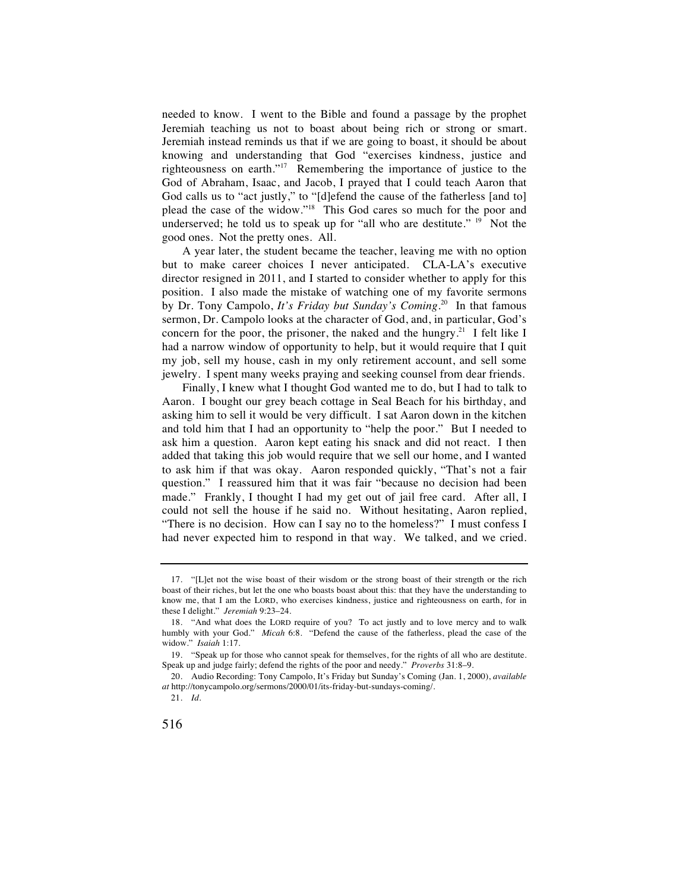needed to know. I went to the Bible and found a passage by the prophet Jeremiah teaching us not to boast about being rich or strong or smart. Jeremiah instead reminds us that if we are going to boast, it should be about knowing and understanding that God "exercises kindness, justice and righteousness on earth."[17] Remembering the importance of justice to the God of Abraham, Isaac, and Jacob, I prayed that I could teach Aaron that God calls us to "act justly," to "[d]efend the cause of the fatherless [and to] plead the case of the widow."[18] This God cares so much for the poor and underserved; he told us to speak up for "all who are destitute." [19] Not the good ones. Not the pretty ones. All.

A year later, the student became the teacher, leaving me with no option but to make career choices I never anticipated. CLA-LA's executive director resigned in 2011, and I started to consider whether to apply for this position. I also made the mistake of watching one of my favorite sermons by Dr. Tony Campolo, *It's Friday but Sunday's Coming*.[20] In that famous sermon, Dr. Campolo looks at the character of God, and, in particular, God's concern for the poor, the prisoner, the naked and the hungry.[21] I felt like I had a narrow window of opportunity to help, but it would require that I quit my job, sell my house, cash in my only retirement account, and sell some jewelry. I spent many weeks praying and seeking counsel from dear friends.

Finally, I knew what I thought God wanted me to do, but I had to talk to Aaron. I bought our grey beach cottage in Seal Beach for his birthday, and asking him to sell it would be very difficult. I sat Aaron down in the kitchen and told him that I had an opportunity to "help the poor." But I needed to ask him a question. Aaron kept eating his snack and did not react. I then added that taking this job would require that we sell our home, and I wanted to ask him if that was okay. Aaron responded quickly, "That's not a fair question." I reassured him that it was fair "because no decision had been made." Frankly, I thought I had my get out of jail free card. After all, I could not sell the house if he said no. Without hesitating, Aaron replied, "There is no decision. How can I say no to the homeless?" I must confess I had never expected him to respond in that way. We talked, and we cried.

---

17. "[L]et not the wise boast of their wisdom or the strong boast of their strength or the rich boast of their riches, but let the one who boasts boast about this: that they have the understanding to know me, that I am the LORD, who exercises kindness, justice and righteousness on earth, for in these I delight." *Jeremiah* 9:23–24.

18. "And what does the LORD require of you? To act justly and to love mercy and to walk humbly with your God." *Micah* 6:8. "Defend the cause of the fatherless, plead the case of the widow." *Isaiah* 1:17.

19. "Speak up for those who cannot speak for themselves, for the rights of all who are destitute. Speak up and judge fairly; defend the rights of the poor and needy." *Proverbs* 31:8–9.

20. Audio Recording: Tony Campolo, It's Friday but Sunday's Coming (Jan. 1, 2000), *available at* http://tonycampolo.org/sermons/2000/01/its-friday-but-sundays-coming/.

21. *Id.*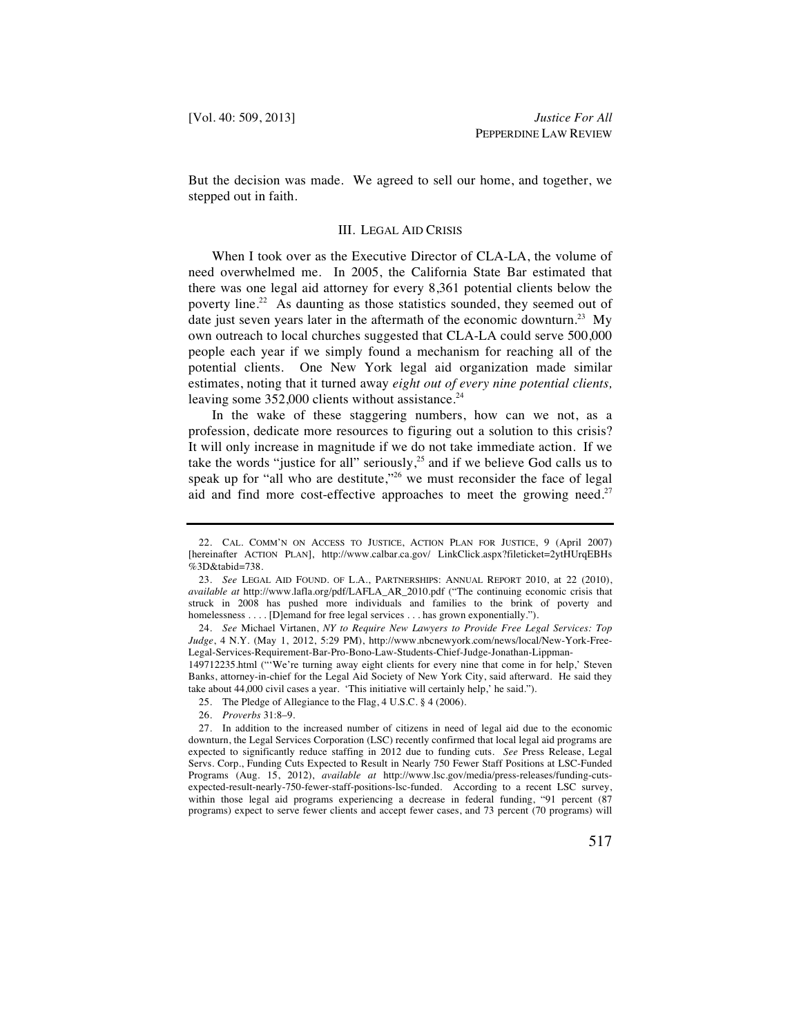But the decision was made. We agreed to sell our home, and together, we stepped out in faith.

## III. LEGAL AID CRISIS

When I took over as the Executive Director of CLA-LA, the volume of need overwhelmed me. In 2005, the California State Bar estimated that there was one legal aid attorney for every 8,361 potential clients below the poverty line.[22] As daunting as those statistics sounded, they seemed out of date just seven years later in the aftermath of the economic downturn.[23] My own outreach to local churches suggested that CLA-LA could serve 500,000 people each year if we simply found a mechanism for reaching all of the potential clients. One New York legal aid organization made similar estimates, noting that it turned away *eight out of every nine potential clients,* leaving some 352,000 clients without assistance.[24]

In the wake of these staggering numbers, how can we not, as a profession, dedicate more resources to figuring out a solution to this crisis? It will only increase in magnitude if we do not take immediate action. If we take the words "justice for all" seriously,[25] and if we believe God calls us to speak up for "all who are destitute,"[26] we must reconsider the face of legal aid and find more cost-effective approaches to meet the growing need.[27]

---

22. CAL. COMM'N ON ACCESS TO JUSTICE, ACTION PLAN FOR JUSTICE, 9 (April 2007) [hereinafter ACTION PLAN], http://www.calbar.ca.gov/ LinkClick.aspx?fileticket=2ytHUrqEBHs%3D&tabid=738.

23. *See* LEGAL AID FOUND. OF L.A., PARTNERSHIPS: ANNUAL REPORT 2010, at 22 (2010), *available at* http://www.lafla.org/pdf/LAFLA_AR_2010.pdf ("The continuing economic crisis that struck in 2008 has pushed more individuals and families to the brink of poverty and homelessness . . . . [D]emand for free legal services . . . has grown exponentially.").

24. *See* Michael Virtanen, *NY to Require New Lawyers to Provide Free Legal Services: Top Judge*, 4 N.Y. (May 1, 2012, 5:29 PM), http://www.nbcnewyork.com/news/local/New-York-Free-Legal-Services-Requirement-Bar-Pro-Bono-Law-Students-Chief-Judge-Jonathan-Lippman-149712235.html ("'We're turning away eight clients for every nine that come in for help,' Steven Banks, attorney-in-chief for the Legal Aid Society of New York City, said afterward. He said they take about 44,000 civil cases a year. 'This initiative will certainly help,' he said.").

25. The Pledge of Allegiance to the Flag, 4 U.S.C. § 4 (2006).

26. *Proverbs* 31:8–9.

27. In addition to the increased number of citizens in need of legal aid due to the economic downturn, the Legal Services Corporation (LSC) recently confirmed that local legal aid programs are expected to significantly reduce staffing in 2012 due to funding cuts. *See* Press Release, Legal Servs. Corp., Funding Cuts Expected to Result in Nearly 750 Fewer Staff Positions at LSC-Funded Programs (Aug. 15, 2012), *available at* http://www.lsc.gov/media/press-releases/funding-cuts-expected-result-nearly-750-fewer-staff-positions-lsc-funded. According to a recent LSC survey, within those legal aid programs experiencing a decrease in federal funding, "91 percent (87 programs) expect to serve fewer clients and accept fewer cases, and 73 percent (70 programs) will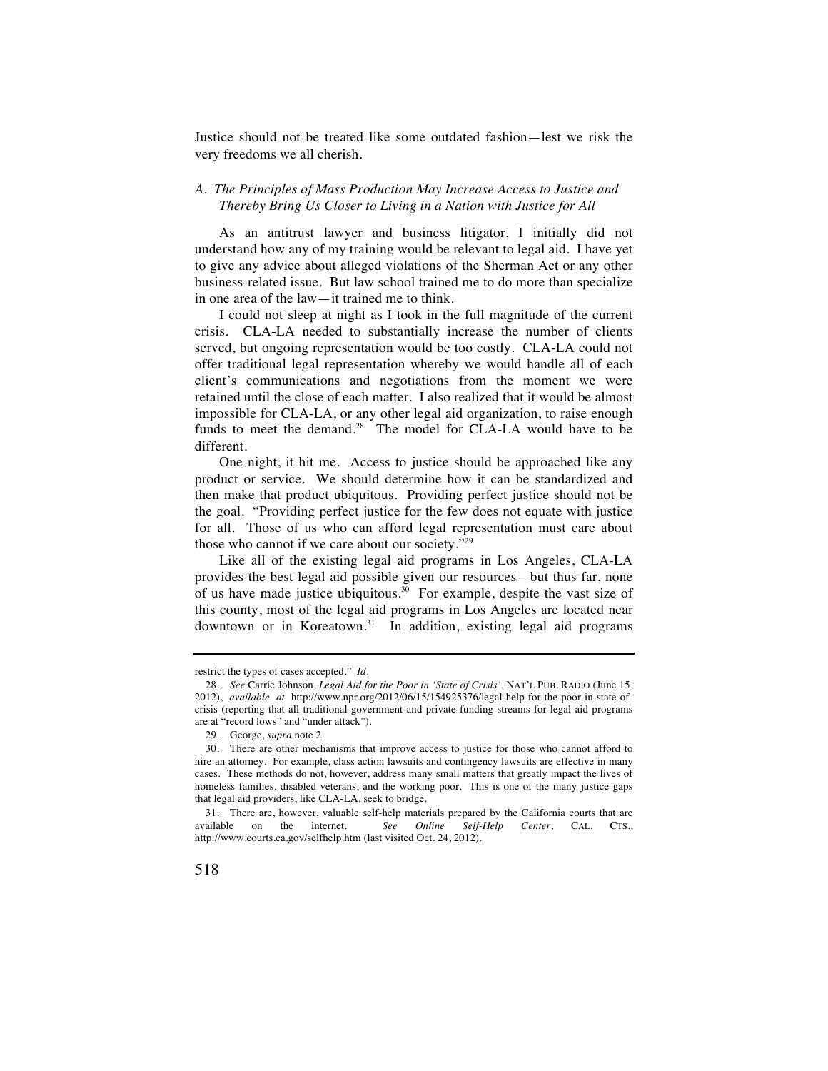Justice should not be treated like some outdated fashion—lest we risk the very freedoms we all cherish.

### *A. The Principles of Mass Production May Increase Access to Justice and Thereby Bring Us Closer to Living in a Nation with Justice for All*

As an antitrust lawyer and business litigator, I initially did not understand how any of my training would be relevant to legal aid. I have yet to give any advice about alleged violations of the Sherman Act or any other business-related issue. But law school trained me to do more than specialize in one area of the law—it trained me to think.

I could not sleep at night as I took in the full magnitude of the current crisis. CLA-LA needed to substantially increase the number of clients served, but ongoing representation would be too costly. CLA-LA could not offer traditional legal representation whereby we would handle all of each client's communications and negotiations from the moment we were retained until the close of each matter. I also realized that it would be almost impossible for CLA-LA, or any other legal aid organization, to raise enough funds to meet the demand.[28] The model for CLA-LA would have to be different.

One night, it hit me. Access to justice should be approached like any product or service. We should determine how it can be standardized and then make that product ubiquitous. Providing perfect justice should not be the goal. "Providing perfect justice for the few does not equate with justice for all. Those of us who can afford legal representation must care about those who cannot if we care about our society."[29]

Like all of the existing legal aid programs in Los Angeles, CLA-LA provides the best legal aid possible given our resources—but thus far, none of us have made justice ubiquitous.[30] For example, despite the vast size of this county, most of the legal aid programs in Los Angeles are located near downtown or in Koreatown.[31] In addition, existing legal aid programs

---

restrict the types of cases accepted." *Id.*

28. *See* Carrie Johnson, *Legal Aid for the Poor in 'State of Crisis'*, NAT'L PUB. RADIO (June 15, 2012), *available at* http://www.npr.org/2012/06/15/154925376/legal-help-for-the-poor-in-state-of-crisis (reporting that all traditional government and private funding streams for legal aid programs are at "record lows" and "under attack").

29. George, *supra* note 2.

30. There are other mechanisms that improve access to justice for those who cannot afford to hire an attorney. For example, class action lawsuits and contingency lawsuits are effective in many cases. These methods do not, however, address many small matters that greatly impact the lives of homeless families, disabled veterans, and the working poor. This is one of the many justice gaps that legal aid providers, like CLA-LA, seek to bridge.

31. There are, however, valuable self-help materials prepared by the California courts that are available on the internet. *See Online Self-Help Center*, CAL. CTS., http://www.courts.ca.gov/selfhelp.htm (last visited Oct. 24, 2012).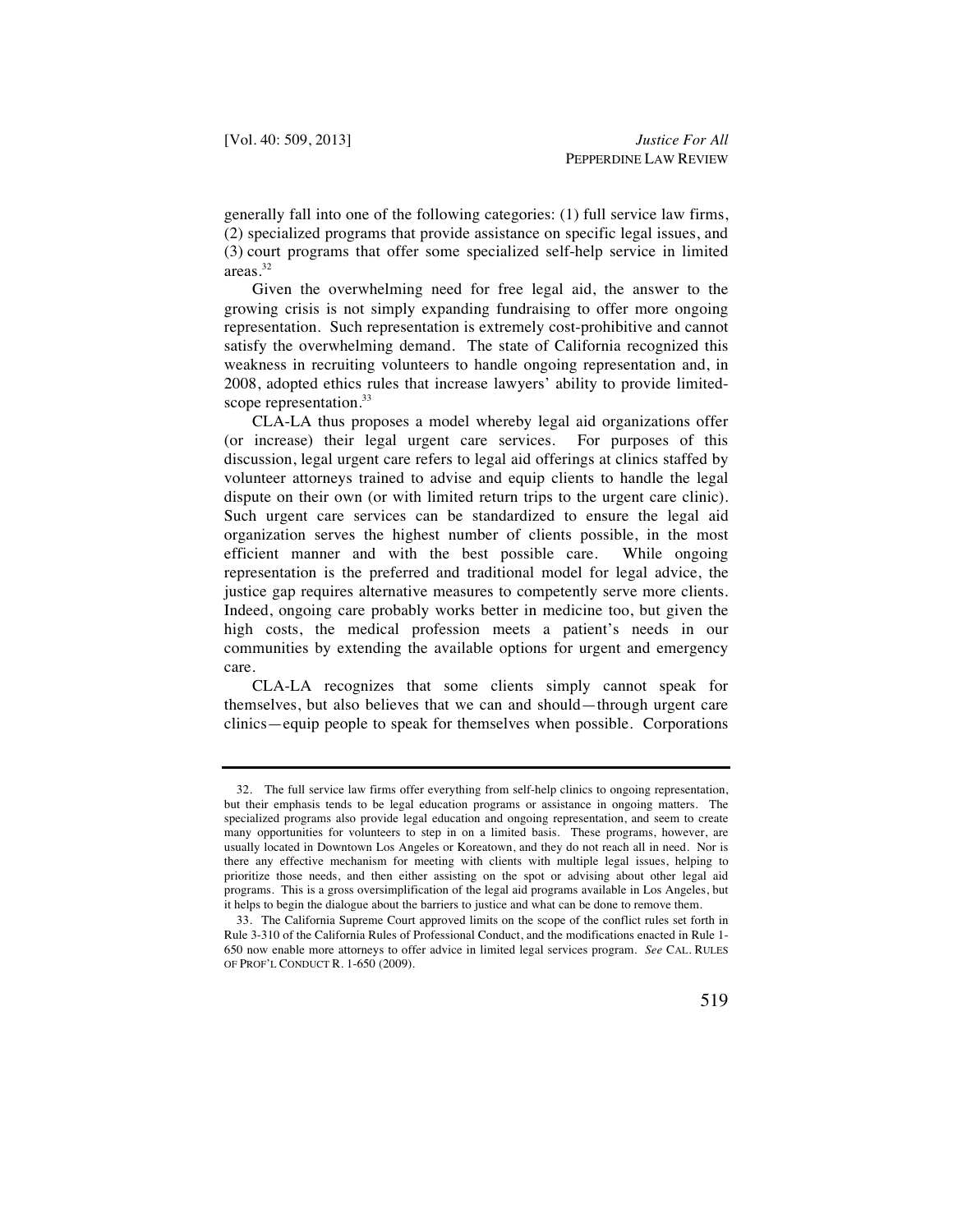generally fall into one of the following categories: (1) full service law firms, (2) specialized programs that provide assistance on specific legal issues, and (3) court programs that offer some specialized self-help service in limited areas.[32]

Given the overwhelming need for free legal aid, the answer to the growing crisis is not simply expanding fundraising to offer more ongoing representation. Such representation is extremely cost-prohibitive and cannot satisfy the overwhelming demand. The state of California recognized this weakness in recruiting volunteers to handle ongoing representation and, in 2008, adopted ethics rules that increase lawyers' ability to provide limited-scope representation.[33]

CLA-LA thus proposes a model whereby legal aid organizations offer (or increase) their legal urgent care services. For purposes of this discussion, legal urgent care refers to legal aid offerings at clinics staffed by volunteer attorneys trained to advise and equip clients to handle the legal dispute on their own (or with limited return trips to the urgent care clinic). Such urgent care services can be standardized to ensure the legal aid organization serves the highest number of clients possible, in the most efficient manner and with the best possible care. While ongoing representation is the preferred and traditional model for legal advice, the justice gap requires alternative measures to competently serve more clients. Indeed, ongoing care probably works better in medicine too, but given the high costs, the medical profession meets a patient's needs in our communities by extending the available options for urgent and emergency care.

CLA-LA recognizes that some clients simply cannot speak for themselves, but also believes that we can and should—through urgent care clinics—equip people to speak for themselves when possible. Corporations

---

32. The full service law firms offer everything from self-help clinics to ongoing representation, but their emphasis tends to be legal education programs or assistance in ongoing matters. The specialized programs also provide legal education and ongoing representation, and seem to create many opportunities for volunteers to step in on a limited basis. These programs, however, are usually located in Downtown Los Angeles or Koreatown, and they do not reach all in need. Nor is there any effective mechanism for meeting with clients with multiple legal issues, helping to prioritize those needs, and then either assisting on the spot or advising about other legal aid programs. This is a gross oversimplification of the legal aid programs available in Los Angeles, but it helps to begin the dialogue about the barriers to justice and what can be done to remove them.

33. The California Supreme Court approved limits on the scope of the conflict rules set forth in Rule 3-310 of the California Rules of Professional Conduct, and the modifications enacted in Rule 1-650 now enable more attorneys to offer advice in limited legal services program. *See* CAL. RULES OF PROF'L CONDUCT R. 1-650 (2009).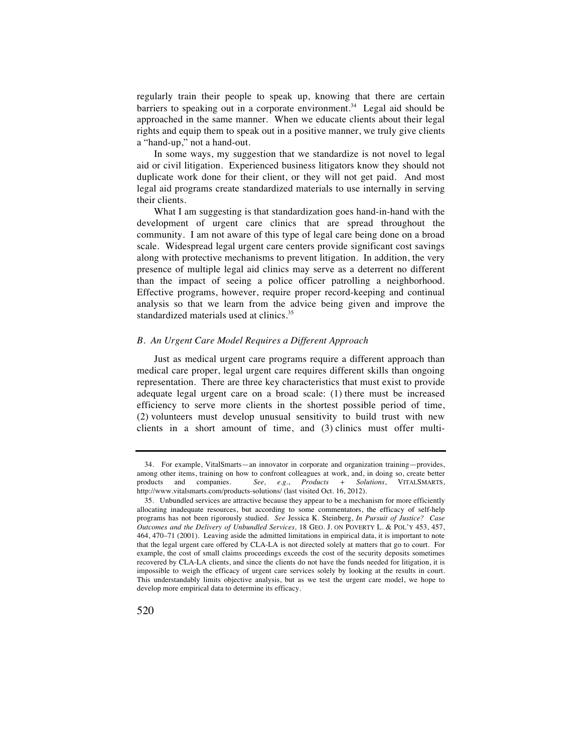regularly train their people to speak up, knowing that there are certain barriers to speaking out in a corporate environment.[34] Legal aid should be approached in the same manner. When we educate clients about their legal rights and equip them to speak out in a positive manner, we truly give clients a "hand-up," not a hand-out.

In some ways, my suggestion that we standardize is not novel to legal aid or civil litigation. Experienced business litigators know they should not duplicate work done for their client, or they will not get paid. And most legal aid programs create standardized materials to use internally in serving their clients.

What I am suggesting is that standardization goes hand-in-hand with the development of urgent care clinics that are spread throughout the community. I am not aware of this type of legal care being done on a broad scale. Widespread legal urgent care centers provide significant cost savings along with protective mechanisms to prevent litigation. In addition, the very presence of multiple legal aid clinics may serve as a deterrent no different than the impact of seeing a police officer patrolling a neighborhood. Effective programs, however, require proper record-keeping and continual analysis so that we learn from the advice being given and improve the standardized materials used at clinics.[35]

### *B. An Urgent Care Model Requires a Different Approach*

Just as medical urgent care programs require a different approach than medical care proper, legal urgent care requires different skills than ongoing representation. There are three key characteristics that must exist to provide adequate legal urgent care on a broad scale: (1) there must be increased efficiency to serve more clients in the shortest possible period of time, (2) volunteers must develop unusual sensitivity to build trust with new clients in a short amount of time, and (3) clinics must offer multi-

---

34. For example, VitalSmarts—an innovator in corporate and organization training—provides, among other items, training on how to confront colleagues at work, and, in doing so, create better products and companies. *See, e.g.*, *Products + Solutions*, VITALSMARTS, http://www.vitalsmarts.com/products-solutions/ (last visited Oct. 16, 2012).

35. Unbundled services are attractive because they appear to be a mechanism for more efficiently allocating inadequate resources, but according to some commentators, the efficacy of self-help programs has not been rigorously studied. *See* Jessica K. Steinberg, *In Pursuit of Justice? Case Outcomes and the Delivery of Unbundled Services,* 18 GEO. J. ON POVERTY L. & POL'Y 453, 457, 464, 470–71 (2001). Leaving aside the admitted limitations in empirical data, it is important to note that the legal urgent care offered by CLA-LA is not directed solely at matters that go to court. For example, the cost of small claims proceedings exceeds the cost of the security deposits sometimes recovered by CLA-LA clients, and since the clients do not have the funds needed for litigation, it is impossible to weigh the efficacy of urgent care services solely by looking at the results in court. This understandably limits objective analysis, but as we test the urgent care model, we hope to develop more empirical data to determine its efficacy.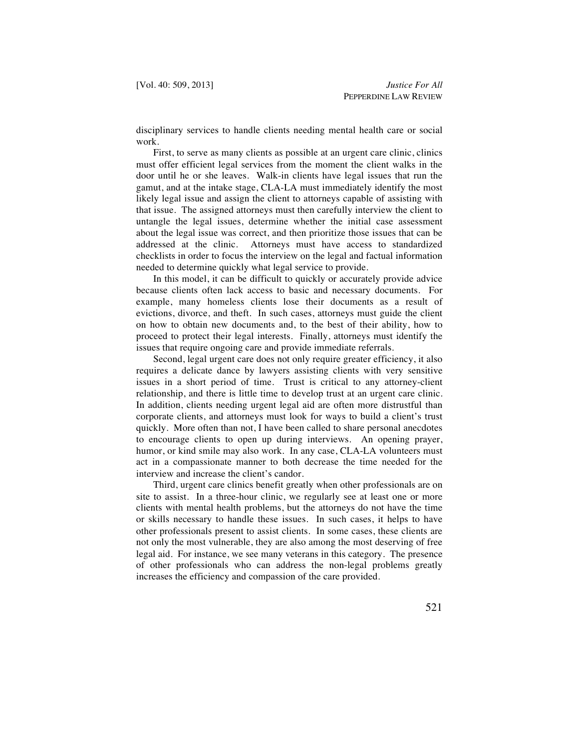disciplinary services to handle clients needing mental health care or social work.

First, to serve as many clients as possible at an urgent care clinic, clinics must offer efficient legal services from the moment the client walks in the door until he or she leaves. Walk-in clients have legal issues that run the gamut, and at the intake stage, CLA-LA must immediately identify the most likely legal issue and assign the client to attorneys capable of assisting with that issue. The assigned attorneys must then carefully interview the client to untangle the legal issues, determine whether the initial case assessment about the legal issue was correct, and then prioritize those issues that can be addressed at the clinic. Attorneys must have access to standardized checklists in order to focus the interview on the legal and factual information needed to determine quickly what legal service to provide.

In this model, it can be difficult to quickly or accurately provide advice because clients often lack access to basic and necessary documents. For example, many homeless clients lose their documents as a result of evictions, divorce, and theft. In such cases, attorneys must guide the client on how to obtain new documents and, to the best of their ability, how to proceed to protect their legal interests. Finally, attorneys must identify the issues that require ongoing care and provide immediate referrals.

Second, legal urgent care does not only require greater efficiency, it also requires a delicate dance by lawyers assisting clients with very sensitive issues in a short period of time. Trust is critical to any attorney-client relationship, and there is little time to develop trust at an urgent care clinic. In addition, clients needing urgent legal aid are often more distrustful than corporate clients, and attorneys must look for ways to build a client's trust quickly. More often than not, I have been called to share personal anecdotes to encourage clients to open up during interviews. An opening prayer, humor, or kind smile may also work. In any case, CLA-LA volunteers must act in a compassionate manner to both decrease the time needed for the interview and increase the client's candor.

Third, urgent care clinics benefit greatly when other professionals are on site to assist. In a three-hour clinic, we regularly see at least one or more clients with mental health problems, but the attorneys do not have the time or skills necessary to handle these issues. In such cases, it helps to have other professionals present to assist clients. In some cases, these clients are not only the most vulnerable, they are also among the most deserving of free legal aid. For instance, we see many veterans in this category. The presence of other professionals who can address the non-legal problems greatly increases the efficiency and compassion of the care provided.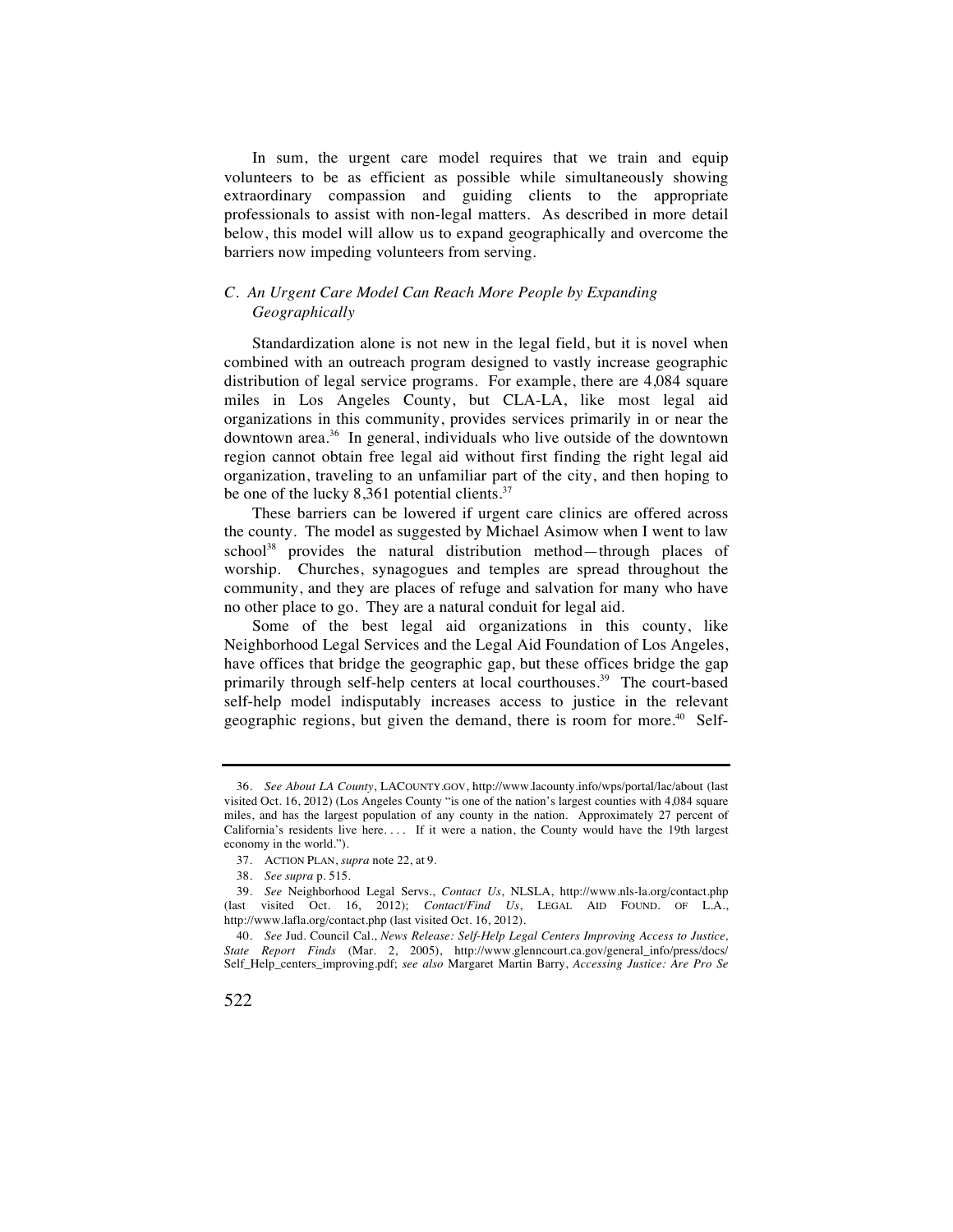In sum, the urgent care model requires that we train and equip volunteers to be as efficient as possible while simultaneously showing extraordinary compassion and guiding clients to the appropriate professionals to assist with non-legal matters. As described in more detail below, this model will allow us to expand geographically and overcome the barriers now impeding volunteers from serving.

### *C. An Urgent Care Model Can Reach More People by Expanding Geographically*

Standardization alone is not new in the legal field, but it is novel when combined with an outreach program designed to vastly increase geographic distribution of legal service programs. For example, there are 4,084 square miles in Los Angeles County, but CLA-LA, like most legal aid organizations in this community, provides services primarily in or near the downtown area.[36] In general, individuals who live outside of the downtown region cannot obtain free legal aid without first finding the right legal aid organization, traveling to an unfamiliar part of the city, and then hoping to be one of the lucky 8,361 potential clients.[37]

These barriers can be lowered if urgent care clinics are offered across the county. The model as suggested by Michael Asimow when I went to law school[38] provides the natural distribution method—through places of worship. Churches, synagogues and temples are spread throughout the community, and they are places of refuge and salvation for many who have no other place to go. They are a natural conduit for legal aid.

Some of the best legal aid organizations in this county, like Neighborhood Legal Services and the Legal Aid Foundation of Los Angeles, have offices that bridge the geographic gap, but these offices bridge the gap primarily through self-help centers at local courthouses.[39] The court-based self-help model indisputably increases access to justice in the relevant geographic regions, but given the demand, there is room for more.[40] Self-

---

36. *See About LA County*, LACOUNTY.GOV, http://www.lacounty.info/wps/portal/lac/about (last visited Oct. 16, 2012) (Los Angeles County "is one of the nation's largest counties with 4,084 square miles, and has the largest population of any county in the nation. Approximately 27 percent of California's residents live here. . . . If it were a nation, the County would have the 19th largest economy in the world.").

37. ACTION PLAN, *supra* note 22, at 9.

38. *See supra* p. 515.

39. *See* Neighborhood Legal Servs., *Contact Us*, NLSLA, http://www.nls-la.org/contact.php (last visited Oct. 16, 2012); *Contact/Find Us*, LEGAL AID FOUND. OF L.A., http://www.lafla.org/contact.php (last visited Oct. 16, 2012).

40. *See* Jud. Council Cal., *News Release: Self-Help Legal Centers Improving Access to Justice, State Report Finds* (Mar. 2, 2005), http://www.glenncourt.ca.gov/general_info/press/docs/Self_Help_centers_improving.pdf; *see also* Margaret Martin Barry, *Accessing Justice: Are Pro Se*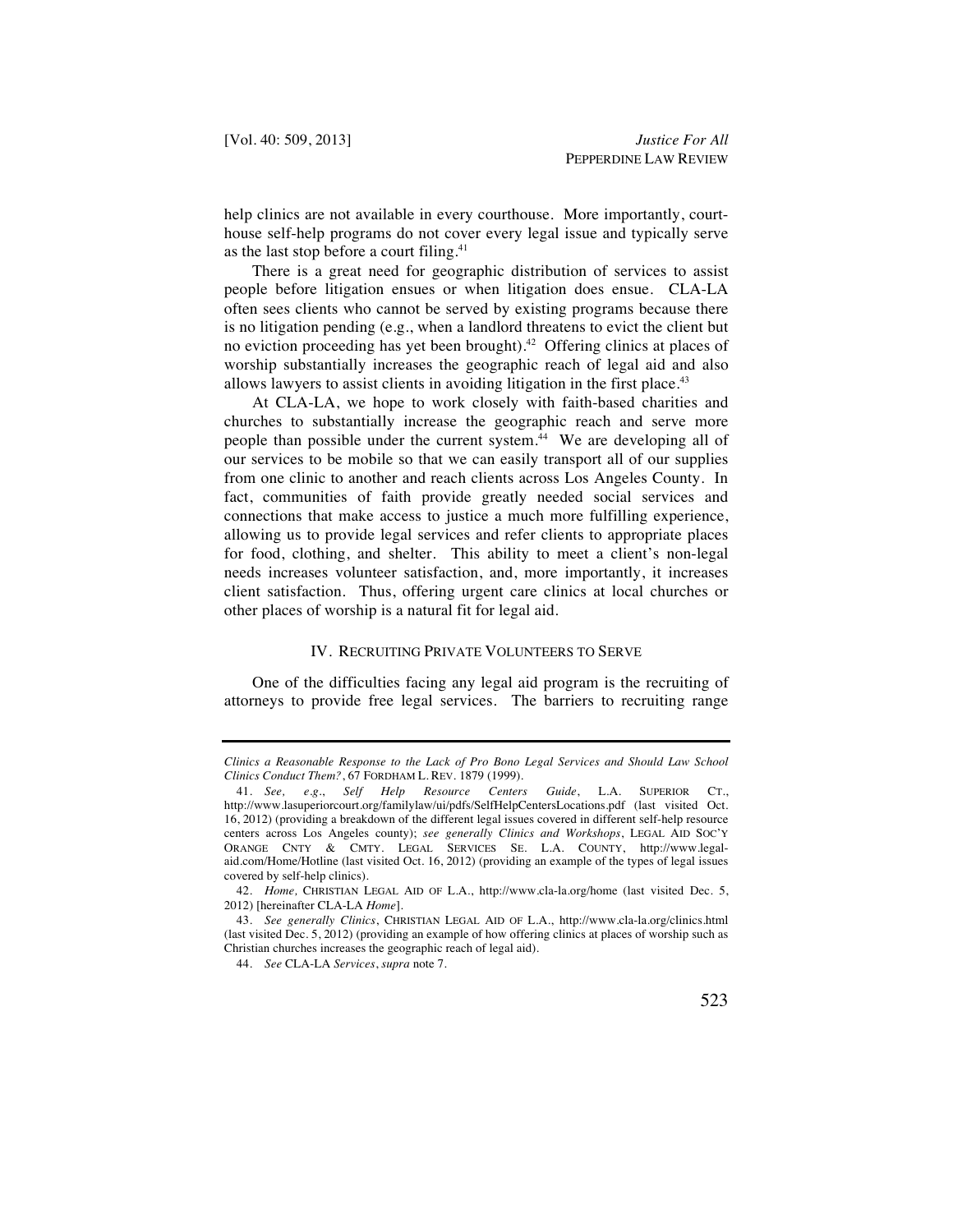help clinics are not available in every courthouse. More importantly, courthouse self-help programs do not cover every legal issue and typically serve as the last stop before a court filing.[41]

There is a great need for geographic distribution of services to assist people before litigation ensues or when litigation does ensue. CLA-LA often sees clients who cannot be served by existing programs because there is no litigation pending (e.g., when a landlord threatens to evict the client but no eviction proceeding has yet been brought).[42] Offering clinics at places of worship substantially increases the geographic reach of legal aid and also allows lawyers to assist clients in avoiding litigation in the first place.[43]

At CLA-LA, we hope to work closely with faith-based charities and churches to substantially increase the geographic reach and serve more people than possible under the current system.[44] We are developing all of our services to be mobile so that we can easily transport all of our supplies from one clinic to another and reach clients across Los Angeles County. In fact, communities of faith provide greatly needed social services and connections that make access to justice a much more fulfilling experience, allowing us to provide legal services and refer clients to appropriate places for food, clothing, and shelter. This ability to meet a client's non-legal needs increases volunteer satisfaction, and, more importantly, it increases client satisfaction. Thus, offering urgent care clinics at local churches or other places of worship is a natural fit for legal aid.

## IV. RECRUITING PRIVATE VOLUNTEERS TO SERVE

One of the difficulties facing any legal aid program is the recruiting of attorneys to provide free legal services. The barriers to recruiting range

---

*Clinics a Reasonable Response to the Lack of Pro Bono Legal Services and Should Law School Clinics Conduct Them?*, 67 FORDHAM L. REV. 1879 (1999).

41. *See, e.g.*, *Self Help Resource Centers Guide*, L.A. SUPERIOR CT., http://www.lasuperiorcourt.org/familylaw/ui/pdfs/SelfHelpCentersLocations.pdf (last visited Oct. 16, 2012) (providing a breakdown of the different legal issues covered in different self-help resource centers across Los Angeles county); *see generally Clinics and Workshops*, LEGAL AID SOC'Y ORANGE CNTY & CMTY. LEGAL SERVICES SE. L.A. COUNTY, http://www.legal-aid.com/Home/Hotline (last visited Oct. 16, 2012) (providing an example of the types of legal issues covered by self-help clinics).

42. *Home,* CHRISTIAN LEGAL AID OF L.A., http://www.cla-la.org/home (last visited Dec. 5, 2012) [hereinafter CLA-LA *Home*].

43. *See generally Clinics*, CHRISTIAN LEGAL AID OF L.A., http://www.cla-la.org/clinics.html (last visited Dec. 5, 2012) (providing an example of how offering clinics at places of worship such as Christian churches increases the geographic reach of legal aid).

44. *See* CLA-LA *Services*, *supra* note 7.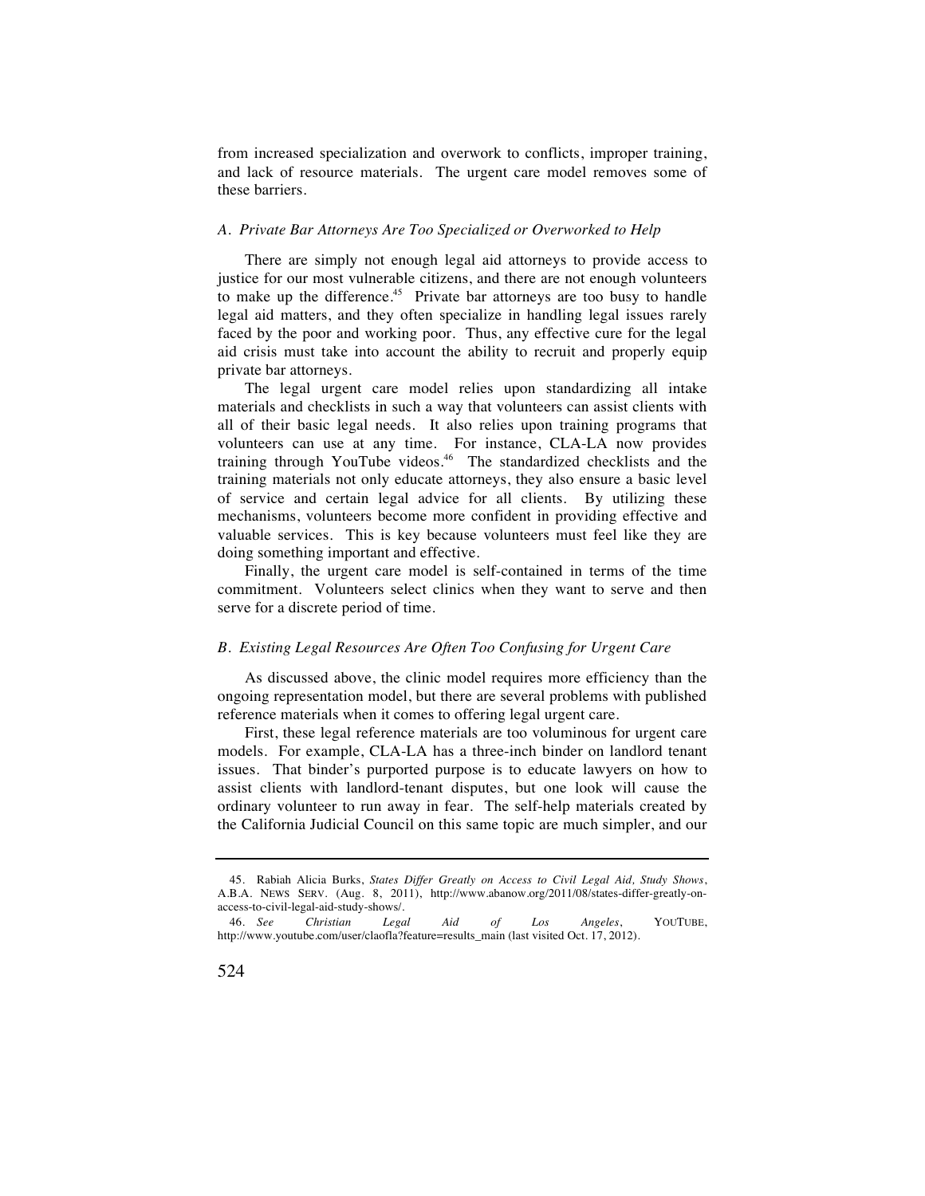from increased specialization and overwork to conflicts, improper training, and lack of resource materials. The urgent care model removes some of these barriers.

### *A. Private Bar Attorneys Are Too Specialized or Overworked to Help*

There are simply not enough legal aid attorneys to provide access to justice for our most vulnerable citizens, and there are not enough volunteers to make up the difference.[45] Private bar attorneys are too busy to handle legal aid matters, and they often specialize in handling legal issues rarely faced by the poor and working poor. Thus, any effective cure for the legal aid crisis must take into account the ability to recruit and properly equip private bar attorneys.

The legal urgent care model relies upon standardizing all intake materials and checklists in such a way that volunteers can assist clients with all of their basic legal needs. It also relies upon training programs that volunteers can use at any time. For instance, CLA-LA now provides training through YouTube videos.[46] The standardized checklists and the training materials not only educate attorneys, they also ensure a basic level of service and certain legal advice for all clients. By utilizing these mechanisms, volunteers become more confident in providing effective and valuable services. This is key because volunteers must feel like they are doing something important and effective.

Finally, the urgent care model is self-contained in terms of the time commitment. Volunteers select clinics when they want to serve and then serve for a discrete period of time.

### *B. Existing Legal Resources Are Often Too Confusing for Urgent Care*

As discussed above, the clinic model requires more efficiency than the ongoing representation model, but there are several problems with published reference materials when it comes to offering legal urgent care.

First, these legal reference materials are too voluminous for urgent care models. For example, CLA-LA has a three-inch binder on landlord tenant issues. That binder's purported purpose is to educate lawyers on how to assist clients with landlord-tenant disputes, but one look will cause the ordinary volunteer to run away in fear. The self-help materials created by the California Judicial Council on this same topic are much simpler, and our

---

45. Rabiah Alicia Burks, *States Differ Greatly on Access to Civil Legal Aid, Study Shows*, A.B.A. NEWS SERV. (Aug. 8, 2011), http://www.abanow.org/2011/08/states-differ-greatly-on-access-to-civil-legal-aid-study-shows/.

46. *See Christian Legal Aid of Los Angeles*, YOUTUBE, http://www.youtube.com/user/claofla?feature=results_main (last visited Oct. 17, 2012).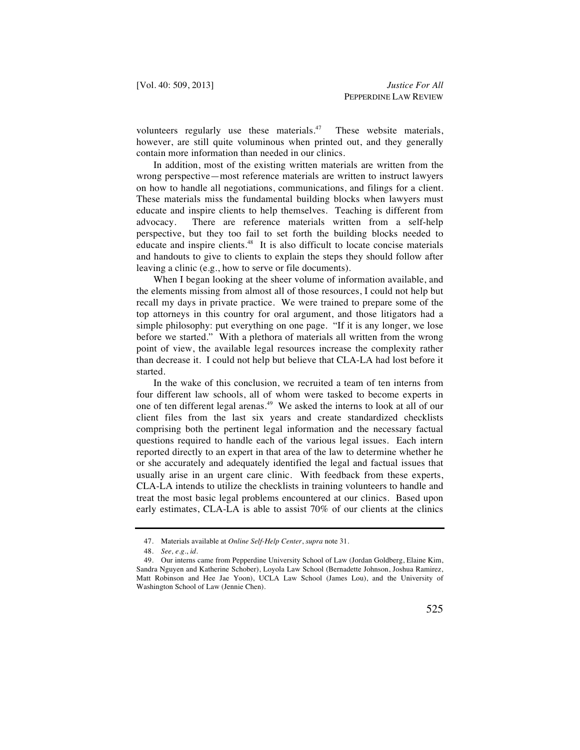volunteers regularly use these materials.[47] These website materials, however, are still quite voluminous when printed out, and they generally contain more information than needed in our clinics.

In addition, most of the existing written materials are written from the wrong perspective—most reference materials are written to instruct lawyers on how to handle all negotiations, communications, and filings for a client. These materials miss the fundamental building blocks when lawyers must educate and inspire clients to help themselves. Teaching is different from advocacy. There are reference materials written from a self-help perspective, but they too fail to set forth the building blocks needed to educate and inspire clients.[48] It is also difficult to locate concise materials and handouts to give to clients to explain the steps they should follow after leaving a clinic (e.g., how to serve or file documents).

When I began looking at the sheer volume of information available, and the elements missing from almost all of those resources, I could not help but recall my days in private practice. We were trained to prepare some of the top attorneys in this country for oral argument, and those litigators had a simple philosophy: put everything on one page. "If it is any longer, we lose before we started." With a plethora of materials all written from the wrong point of view, the available legal resources increase the complexity rather than decrease it. I could not help but believe that CLA-LA had lost before it started.

In the wake of this conclusion, we recruited a team of ten interns from four different law schools, all of whom were tasked to become experts in one of ten different legal arenas.[49] We asked the interns to look at all of our client files from the last six years and create standardized checklists comprising both the pertinent legal information and the necessary factual questions required to handle each of the various legal issues. Each intern reported directly to an expert in that area of the law to determine whether he or she accurately and adequately identified the legal and factual issues that usually arise in an urgent care clinic. With feedback from these experts, CLA-LA intends to utilize the checklists in training volunteers to handle and treat the most basic legal problems encountered at our clinics. Based upon early estimates, CLA-LA is able to assist 70% of our clients at the clinics

---

47. Materials available at *Online Self-Help Center*, *supra* note 31.

48. *See, e.g.*, *id.*

49. Our interns came from Pepperdine University School of Law (Jordan Goldberg, Elaine Kim, Sandra Nguyen and Katherine Schober), Loyola Law School (Bernadette Johnson, Joshua Ramirez, Matt Robinson and Hee Jae Yoon), UCLA Law School (James Lou), and the University of Washington School of Law (Jennie Chen).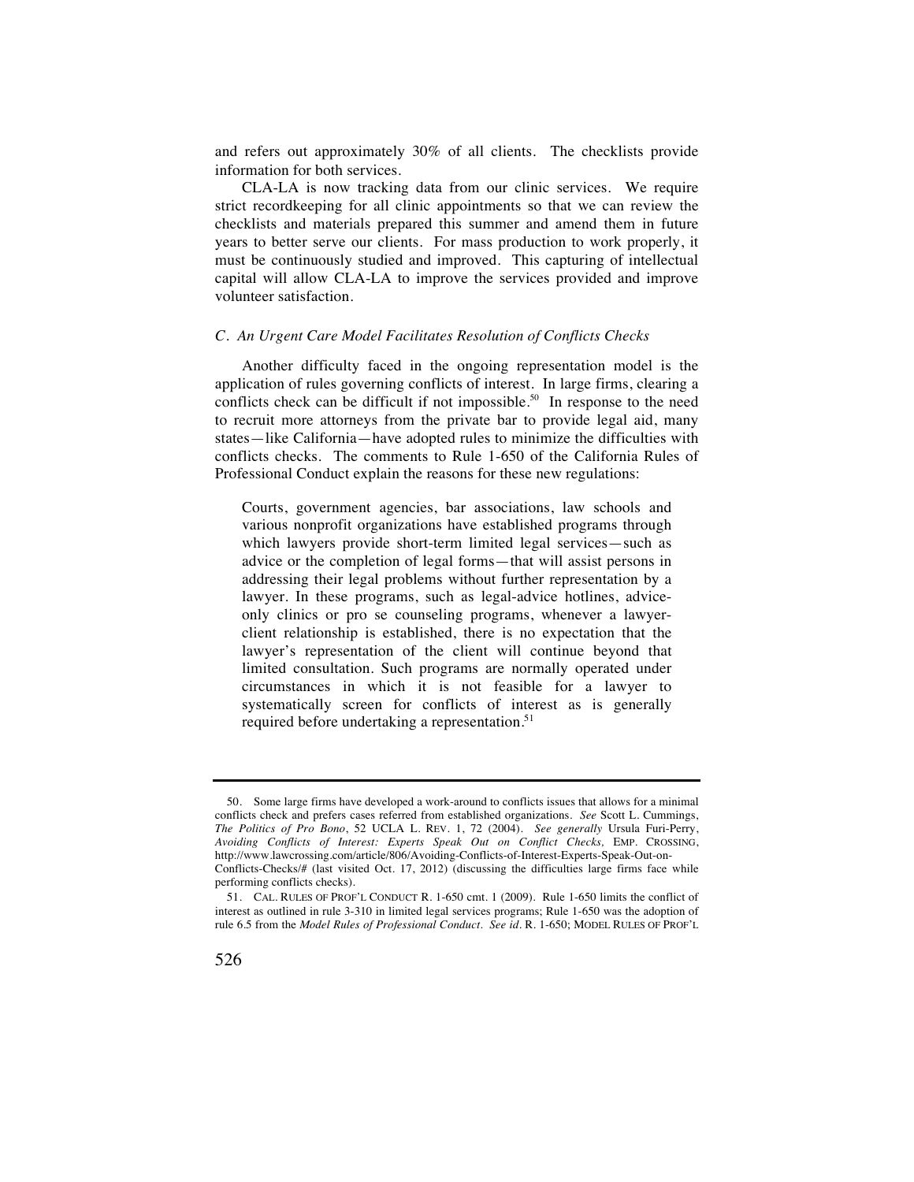and refers out approximately 30% of all clients. The checklists provide information for both services.

CLA-LA is now tracking data from our clinic services. We require strict recordkeeping for all clinic appointments so that we can review the checklists and materials prepared this summer and amend them in future years to better serve our clients. For mass production to work properly, it must be continuously studied and improved. This capturing of intellectual capital will allow CLA-LA to improve the services provided and improve volunteer satisfaction.

### *C. An Urgent Care Model Facilitates Resolution of Conflicts Checks*

Another difficulty faced in the ongoing representation model is the application of rules governing conflicts of interest. In large firms, clearing a conflicts check can be difficult if not impossible.[50] In response to the need to recruit more attorneys from the private bar to provide legal aid, many states—like California—have adopted rules to minimize the difficulties with conflicts checks. The comments to Rule 1-650 of the California Rules of Professional Conduct explain the reasons for these new regulations:

> Courts, government agencies, bar associations, law schools and various nonprofit organizations have established programs through which lawyers provide short-term limited legal services—such as advice or the completion of legal forms—that will assist persons in addressing their legal problems without further representation by a lawyer. In these programs, such as legal-advice hotlines, advice-only clinics or pro se counseling programs, whenever a lawyer-client relationship is established, there is no expectation that the lawyer's representation of the client will continue beyond that limited consultation. Such programs are normally operated under circumstances in which it is not feasible for a lawyer to systematically screen for conflicts of interest as is generally required before undertaking a representation.[51]

---

50. Some large firms have developed a work-around to conflicts issues that allows for a minimal conflicts check and prefers cases referred from established organizations. *See* Scott L. Cummings, *The Politics of Pro Bono*, 52 UCLA L. REV. 1, 72 (2004). *See generally* Ursula Furi-Perry, *Avoiding Conflicts of Interest: Experts Speak Out on Conflict Checks,* EMP. CROSSING, http://www.lawcrossing.com/article/806/Avoiding-Conflicts-of-Interest-Experts-Speak-Out-on-Conflicts-Checks/# (last visited Oct. 17, 2012) (discussing the difficulties large firms face while performing conflicts checks).

51. CAL. RULES OF PROF'L CONDUCT R. 1-650 cmt. 1 (2009). Rule 1-650 limits the conflict of interest as outlined in rule 3-310 in limited legal services programs; Rule 1-650 was the adoption of rule 6.5 from the *Model Rules of Professional Conduct*. *See id.* R. 1-650; MODEL RULES OF PROF'L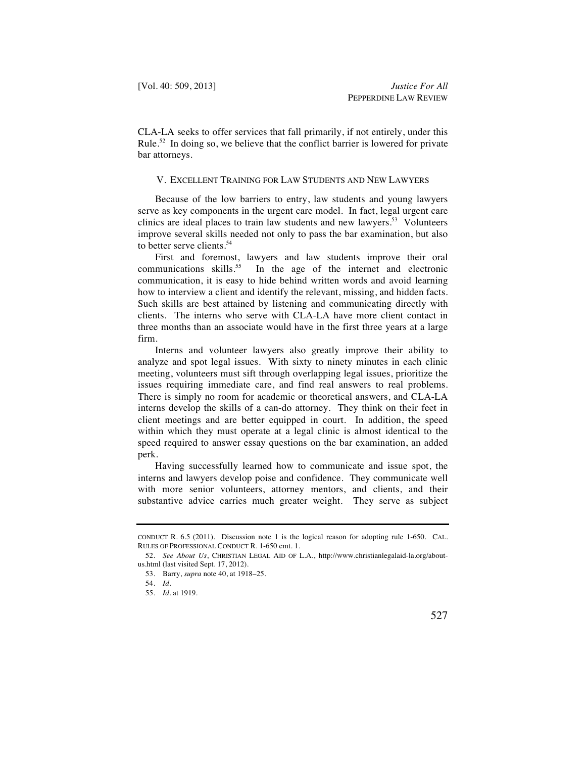CLA-LA seeks to offer services that fall primarily, if not entirely, under this Rule.[52] In doing so, we believe that the conflict barrier is lowered for private bar attorneys.

## V. EXCELLENT TRAINING FOR LAW STUDENTS AND NEW LAWYERS

Because of the low barriers to entry, law students and young lawyers serve as key components in the urgent care model. In fact, legal urgent care clinics are ideal places to train law students and new lawyers.[53] Volunteers improve several skills needed not only to pass the bar examination, but also to better serve clients.[54]

First and foremost, lawyers and law students improve their oral communications skills.[55] In the age of the internet and electronic communication, it is easy to hide behind written words and avoid learning how to interview a client and identify the relevant, missing, and hidden facts. Such skills are best attained by listening and communicating directly with clients. The interns who serve with CLA-LA have more client contact in three months than an associate would have in the first three years at a large firm.

Interns and volunteer lawyers also greatly improve their ability to analyze and spot legal issues. With sixty to ninety minutes in each clinic meeting, volunteers must sift through overlapping legal issues, prioritize the issues requiring immediate care, and find real answers to real problems. There is simply no room for academic or theoretical answers, and CLA-LA interns develop the skills of a can-do attorney. They think on their feet in client meetings and are better equipped in court. In addition, the speed within which they must operate at a legal clinic is almost identical to the speed required to answer essay questions on the bar examination, an added perk.

Having successfully learned how to communicate and issue spot, the interns and lawyers develop poise and confidence. They communicate well with more senior volunteers, attorney mentors, and clients, and their substantive advice carries much greater weight. They serve as subject

---

CONDUCT R. 6.5 (2011). Discussion note 1 is the logical reason for adopting rule 1-650. CAL. RULES OF PROFESSIONAL CONDUCT R. 1-650 cmt. 1.

52. *See About Us*, CHRISTIAN LEGAL AID OF L.A., http://www.christianlegalaid-la.org/about-us.html (last visited Sept. 17, 2012).

53. Barry, *supra* note 40, at 1918–25.

54. *Id.*

55. *Id.* at 1919.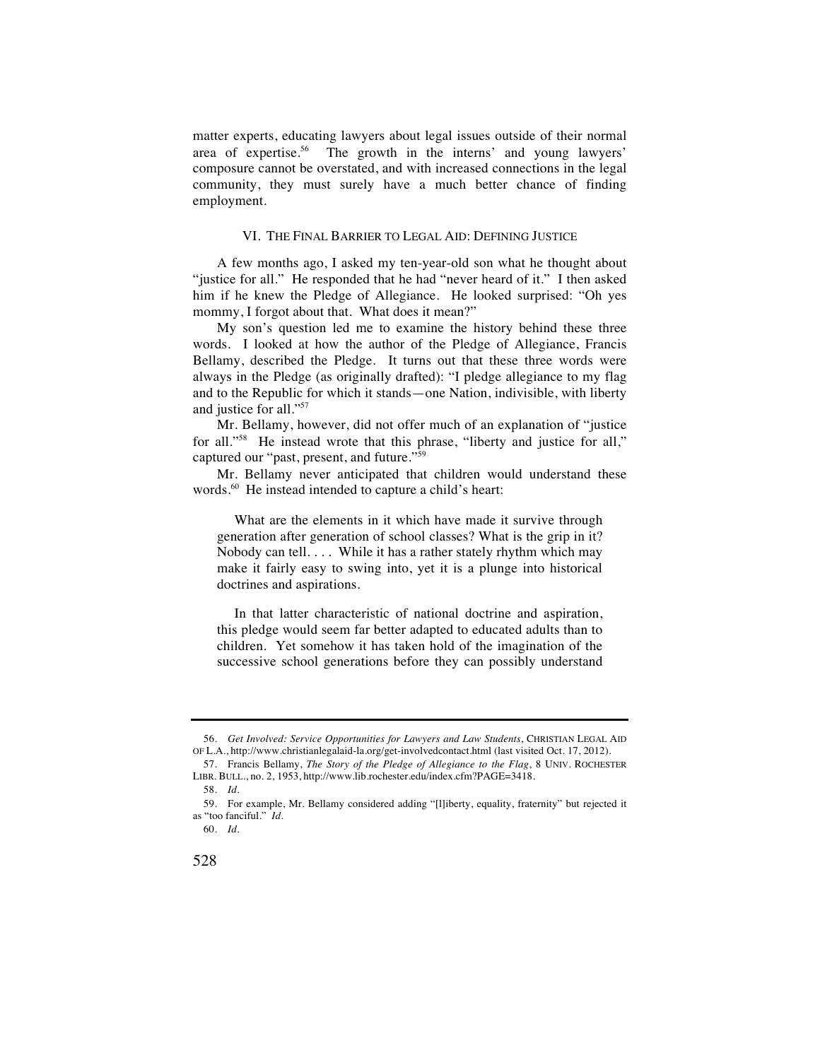matter experts, educating lawyers about legal issues outside of their normal area of expertise.[56] The growth in the interns' and young lawyers' composure cannot be overstated, and with increased connections in the legal community, they must surely have a much better chance of finding employment.

## VI. THE FINAL BARRIER TO LEGAL AID: DEFINING JUSTICE

A few months ago, I asked my ten-year-old son what he thought about "justice for all." He responded that he had "never heard of it." I then asked him if he knew the Pledge of Allegiance. He looked surprised: "Oh yes mommy, I forgot about that. What does it mean?"

My son's question led me to examine the history behind these three words. I looked at how the author of the Pledge of Allegiance, Francis Bellamy, described the Pledge. It turns out that these three words were always in the Pledge (as originally drafted): "I pledge allegiance to my flag and to the Republic for which it stands—one Nation, indivisible, with liberty and justice for all."[57]

Mr. Bellamy, however, did not offer much of an explanation of "justice for all."[58] He instead wrote that this phrase, "liberty and justice for all," captured our "past, present, and future."[59]

Mr. Bellamy never anticipated that children would understand these words.[60] He instead intended to capture a child's heart:

> What are the elements in it which have made it survive through generation after generation of school classes? What is the grip in it? Nobody can tell. . . . While it has a rather stately rhythm which may make it fairly easy to swing into, yet it is a plunge into historical doctrines and aspirations.
>
> In that latter characteristic of national doctrine and aspiration, this pledge would seem far better adapted to educated adults than to children. Yet somehow it has taken hold of the imagination of the successive school generations before they can possibly understand

---

56. *Get Involved: Service Opportunities for Lawyers and Law Students*, CHRISTIAN LEGAL AID OF L.A., http://www.christianlegalaid-la.org/get-involvedcontact.html (last visited Oct. 17, 2012).

57. Francis Bellamy, *The Story of the Pledge of Allegiance to the Flag*, 8 UNIV. ROCHESTER LIBR. BULL., no. 2, 1953, http://www.lib.rochester.edu/index.cfm?PAGE=3418.

58. *Id.*

59. For example, Mr. Bellamy considered adding "[l]iberty, equality, fraternity" but rejected it as "too fanciful." *Id.*

60. *Id.*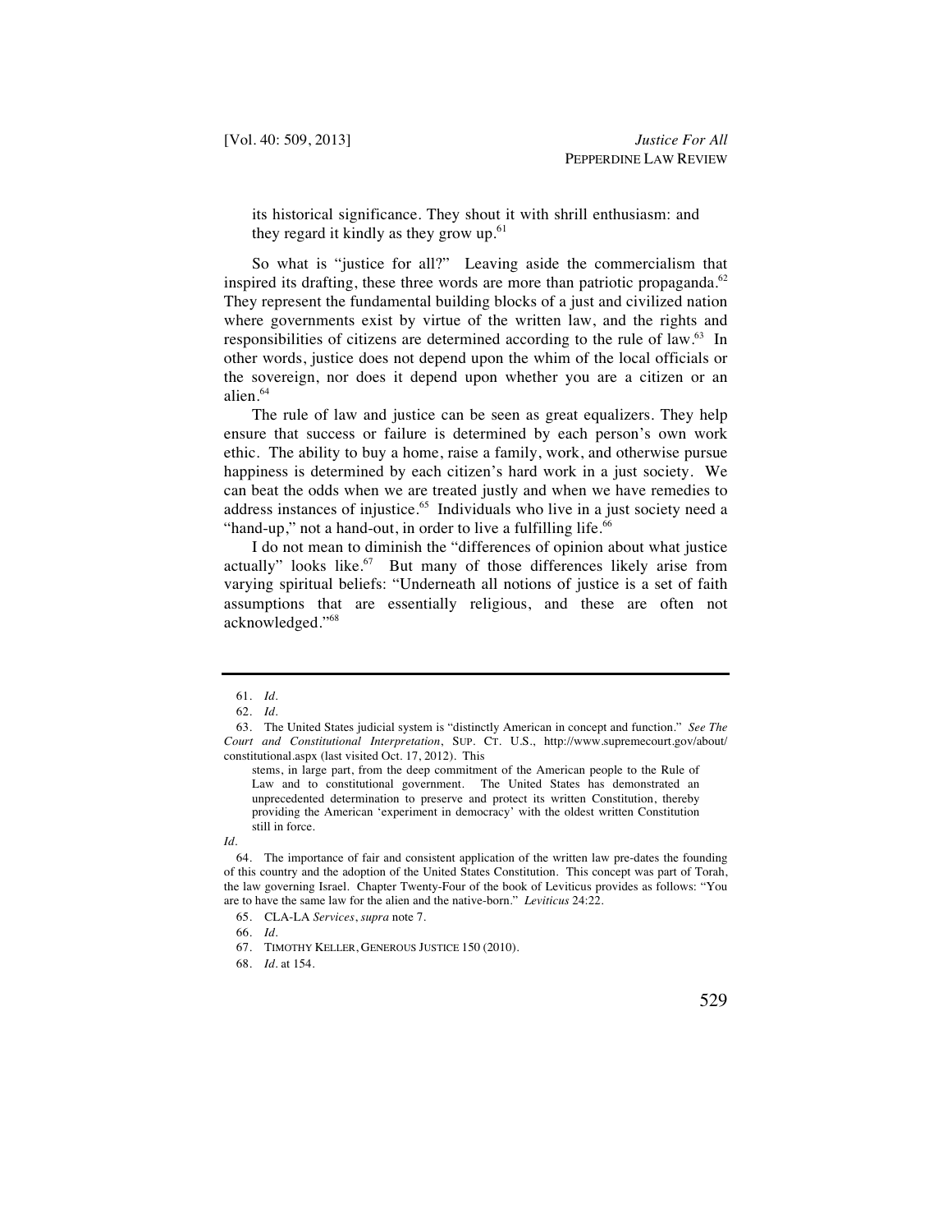> its historical significance. They shout it with shrill enthusiasm: and they regard it kindly as they grow up.[61]

So what is "justice for all?" Leaving aside the commercialism that inspired its drafting, these three words are more than patriotic propaganda.[62] They represent the fundamental building blocks of a just and civilized nation where governments exist by virtue of the written law, and the rights and responsibilities of citizens are determined according to the rule of law.[63] In other words, justice does not depend upon the whim of the local officials or the sovereign, nor does it depend upon whether you are a citizen or an alien.[64]

The rule of law and justice can be seen as great equalizers. They help ensure that success or failure is determined by each person's own work ethic. The ability to buy a home, raise a family, work, and otherwise pursue happiness is determined by each citizen's hard work in a just society. We can beat the odds when we are treated justly and when we have remedies to address instances of injustice.[65] Individuals who live in a just society need a "hand-up," not a hand-out, in order to live a fulfilling life.[66]

I do not mean to diminish the "differences of opinion about what justice actually" looks like.[67] But many of those differences likely arise from varying spiritual beliefs: "Underneath all notions of justice is a set of faith assumptions that are essentially religious, and these are often not acknowledged."[68]

---

61. *Id.*

62. *Id.*

63. The United States judicial system is "distinctly American in concept and function." *See The Court and Constitutional Interpretation*, SUP. CT. U.S., http://www.supremecourt.gov/about/constitutional.aspx (last visited Oct. 17, 2012). This

> stems, in large part, from the deep commitment of the American people to the Rule of Law and to constitutional government. The United States has demonstrated an unprecedented determination to preserve and protect its written Constitution, thereby providing the American 'experiment in democracy' with the oldest written Constitution still in force.

*Id.*

64. The importance of fair and consistent application of the written law pre-dates the founding of this country and the adoption of the United States Constitution. This concept was part of Torah, the law governing Israel. Chapter Twenty-Four of the book of Leviticus provides as follows: "You are to have the same law for the alien and the native-born." *Leviticus* 24:22.

65. CLA-LA *Services*, *supra* note 7.

66. *Id.*

67. TIMOTHY KELLER, GENEROUS JUSTICE 150 (2010).

68. *Id.* at 154.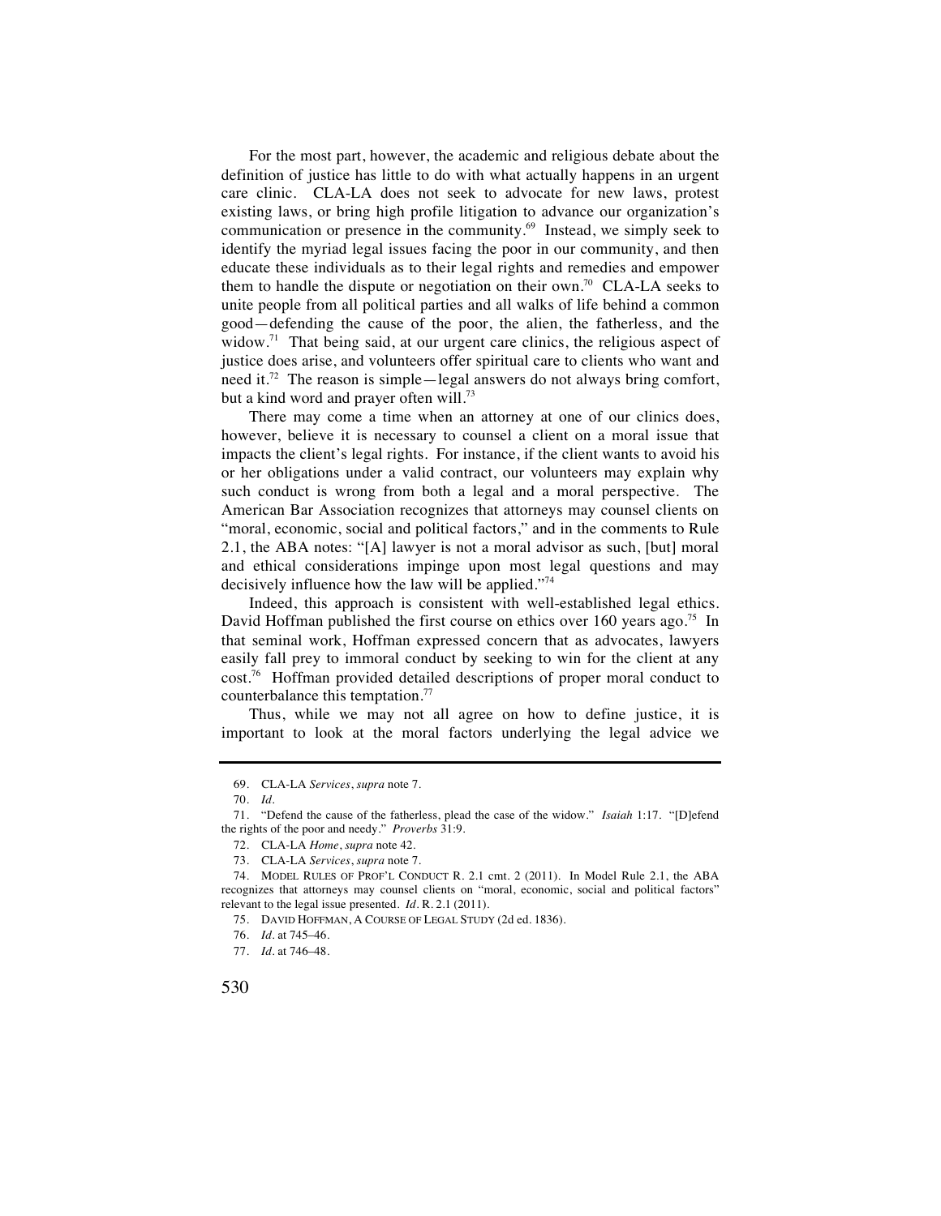For the most part, however, the academic and religious debate about the definition of justice has little to do with what actually happens in an urgent care clinic. CLA-LA does not seek to advocate for new laws, protest existing laws, or bring high profile litigation to advance our organization's communication or presence in the community.[69] Instead, we simply seek to identify the myriad legal issues facing the poor in our community, and then educate these individuals as to their legal rights and remedies and empower them to handle the dispute or negotiation on their own.[70] CLA-LA seeks to unite people from all political parties and all walks of life behind a common good—defending the cause of the poor, the alien, the fatherless, and the widow.[71] That being said, at our urgent care clinics, the religious aspect of justice does arise, and volunteers offer spiritual care to clients who want and need it.[72] The reason is simple—legal answers do not always bring comfort, but a kind word and prayer often will.[73]

There may come a time when an attorney at one of our clinics does, however, believe it is necessary to counsel a client on a moral issue that impacts the client's legal rights. For instance, if the client wants to avoid his or her obligations under a valid contract, our volunteers may explain why such conduct is wrong from both a legal and a moral perspective. The American Bar Association recognizes that attorneys may counsel clients on "moral, economic, social and political factors," and in the comments to Rule 2.1, the ABA notes: "[A] lawyer is not a moral advisor as such, [but] moral and ethical considerations impinge upon most legal questions and may decisively influence how the law will be applied."[74]

Indeed, this approach is consistent with well-established legal ethics. David Hoffman published the first course on ethics over 160 years ago.[75] In that seminal work, Hoffman expressed concern that as advocates, lawyers easily fall prey to immoral conduct by seeking to win for the client at any cost.[76] Hoffman provided detailed descriptions of proper moral conduct to counterbalance this temptation.[77]

Thus, while we may not all agree on how to define justice, it is important to look at the moral factors underlying the legal advice we

---

69. CLA-LA *Services*, *supra* note 7.

70. *Id.*

71. "Defend the cause of the fatherless, plead the case of the widow." *Isaiah* 1:17. "[D]efend the rights of the poor and needy." *Proverbs* 31:9.

72. CLA-LA *Home*, *supra* note 42.

73. CLA-LA *Services*, *supra* note 7.

74. MODEL RULES OF PROF'L CONDUCT R. 2.1 cmt. 2 (2011). In Model Rule 2.1, the ABA recognizes that attorneys may counsel clients on "moral, economic, social and political factors" relevant to the legal issue presented. *Id.* R. 2.1 (2011).

75. DAVID HOFFMAN, A COURSE OF LEGAL STUDY (2d ed. 1836).

76. *Id.* at 745–46.

77. *Id.* at 746–48.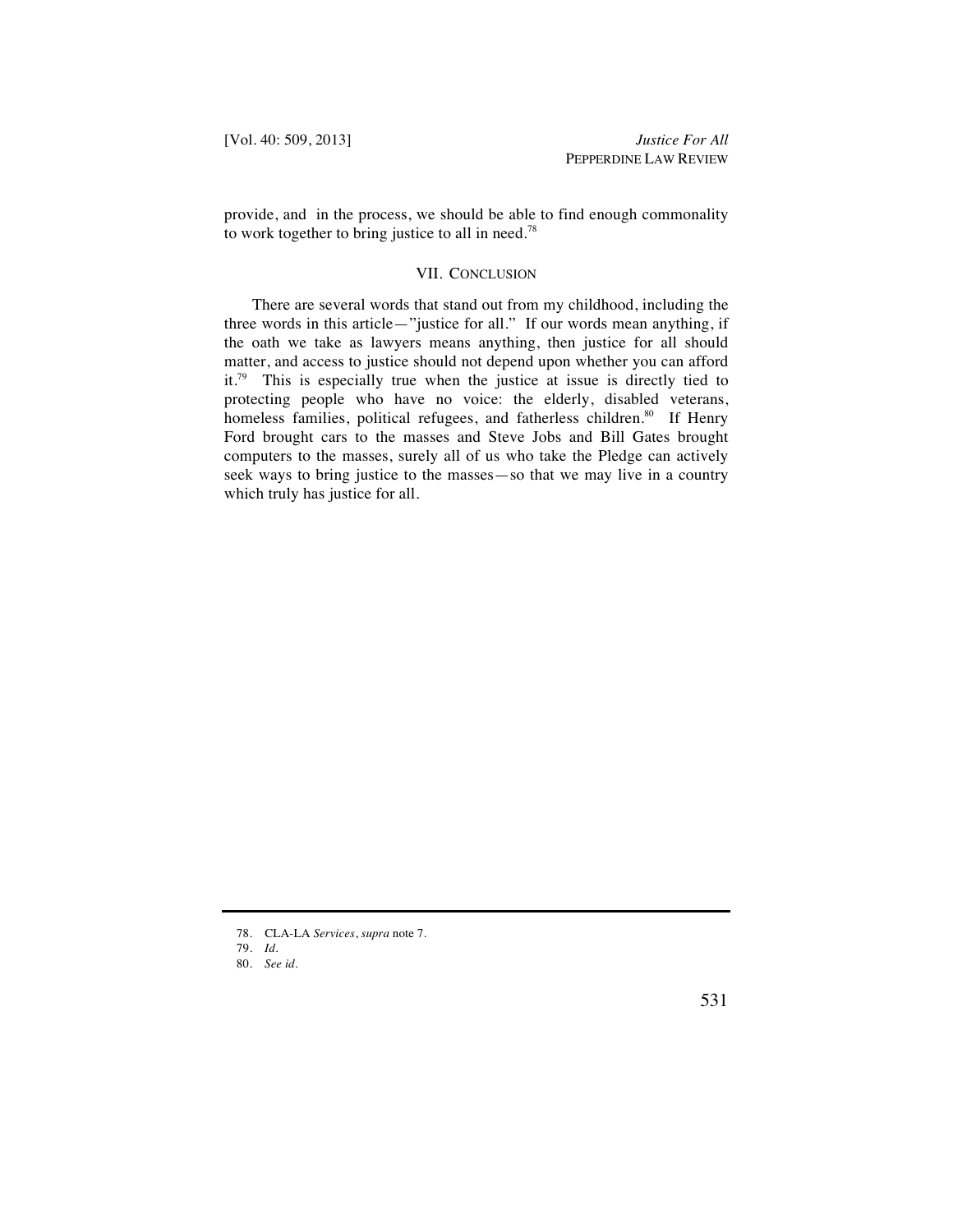provide, and in the process, we should be able to find enough commonality to work together to bring justice to all in need.[78]

## VII. CONCLUSION

There are several words that stand out from my childhood, including the three words in this article—"justice for all." If our words mean anything, if the oath we take as lawyers means anything, then justice for all should matter, and access to justice should not depend upon whether you can afford it.[79] This is especially true when the justice at issue is directly tied to protecting people who have no voice: the elderly, disabled veterans, homeless families, political refugees, and fatherless children.[80] If Henry Ford brought cars to the masses and Steve Jobs and Bill Gates brought computers to the masses, surely all of us who take the Pledge can actively seek ways to bring justice to the masses—so that we may live in a country which truly has justice for all.

---

78. CLA-LA *Services*, *supra* note 7.

79. *Id.*

80. *See id.*